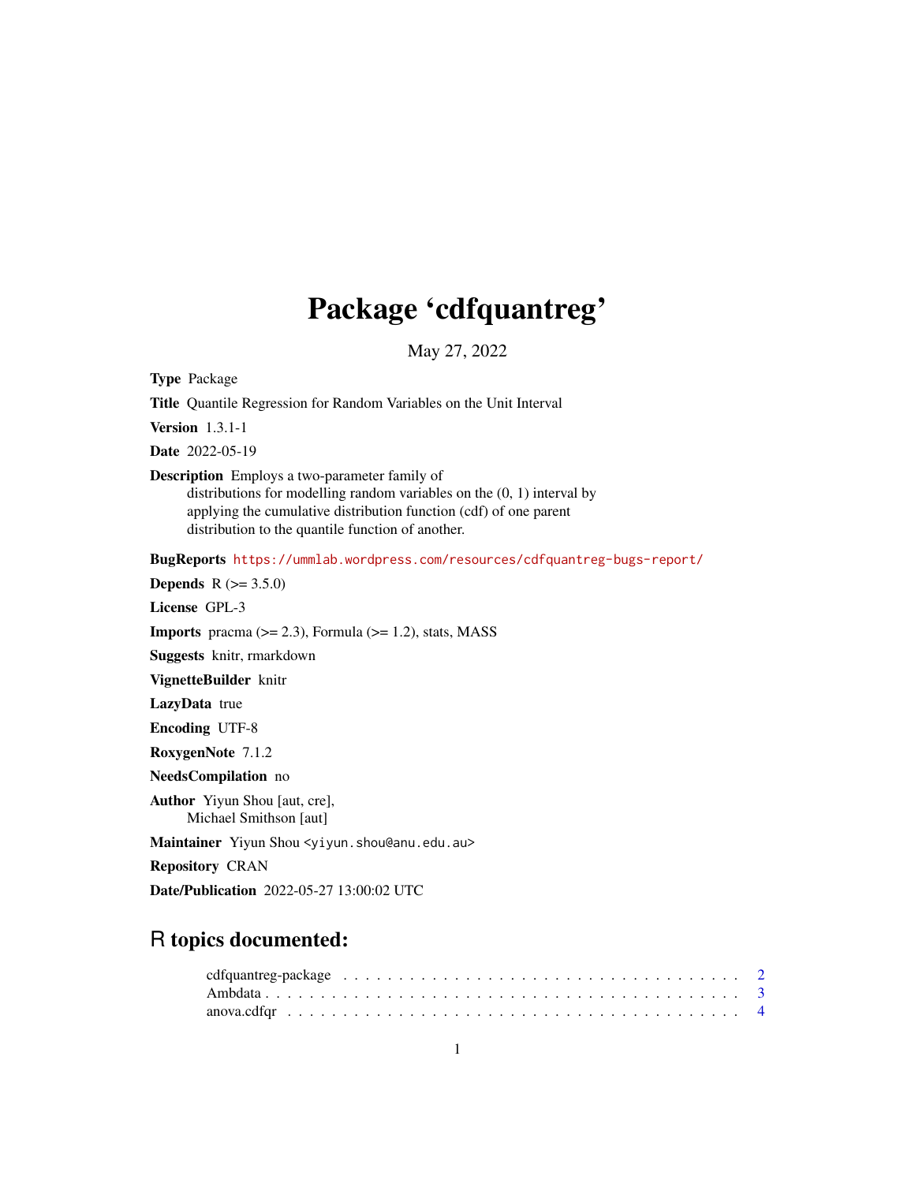# Package 'cdfquantreg'

May 27, 2022

**Type** Package

**Title** Quantile Regression for Random Variables on the Unit Interval

**Version** 1.3.1-1

**Date** 2022-05-19

**Description** Employs a two-parameter family of distributions for modelling random variables on the (0, 1) interval by applying the cumulative distribution function (cdf) of one parent distribution to the quantile function of another.

**BugReports** https://ummlab.wordpress.com/resources/cdfquantreg-bugs-report/

**Depends** R (>= 3.5.0)

**License** GPL-3

**Imports** pracma (>= 2.3), Formula (>= 1.2), stats, MASS

**Suggests** knitr, rmarkdown

**VignetteBuilder** knitr

**LazyData** true

**Encoding** UTF-8

**RoxygenNote** 7.1.2

**NeedsCompilation** no

**Author** Yiyun Shou [aut, cre], Michael Smithson [aut]

**Maintainer** Yiyun Shou <yiyun.shou@anu.edu.au>

**Repository** CRAN

**Date/Publication** 2022-05-27 13:00:02 UTC

## R topics documented:

cdfquantreg-package . . . . . . . . . . . . . . . . . . . . . . . . . . . . . . . . . . . 2
Ambdata . . . . . . . . . . . . . . . . . . . . . . . . . . . . . . . . . . . . . . . . . 3
anova.cdfqr . . . . . . . . . . . . . . . . . . . . . . . . . . . . . . . . . . . . . . . 4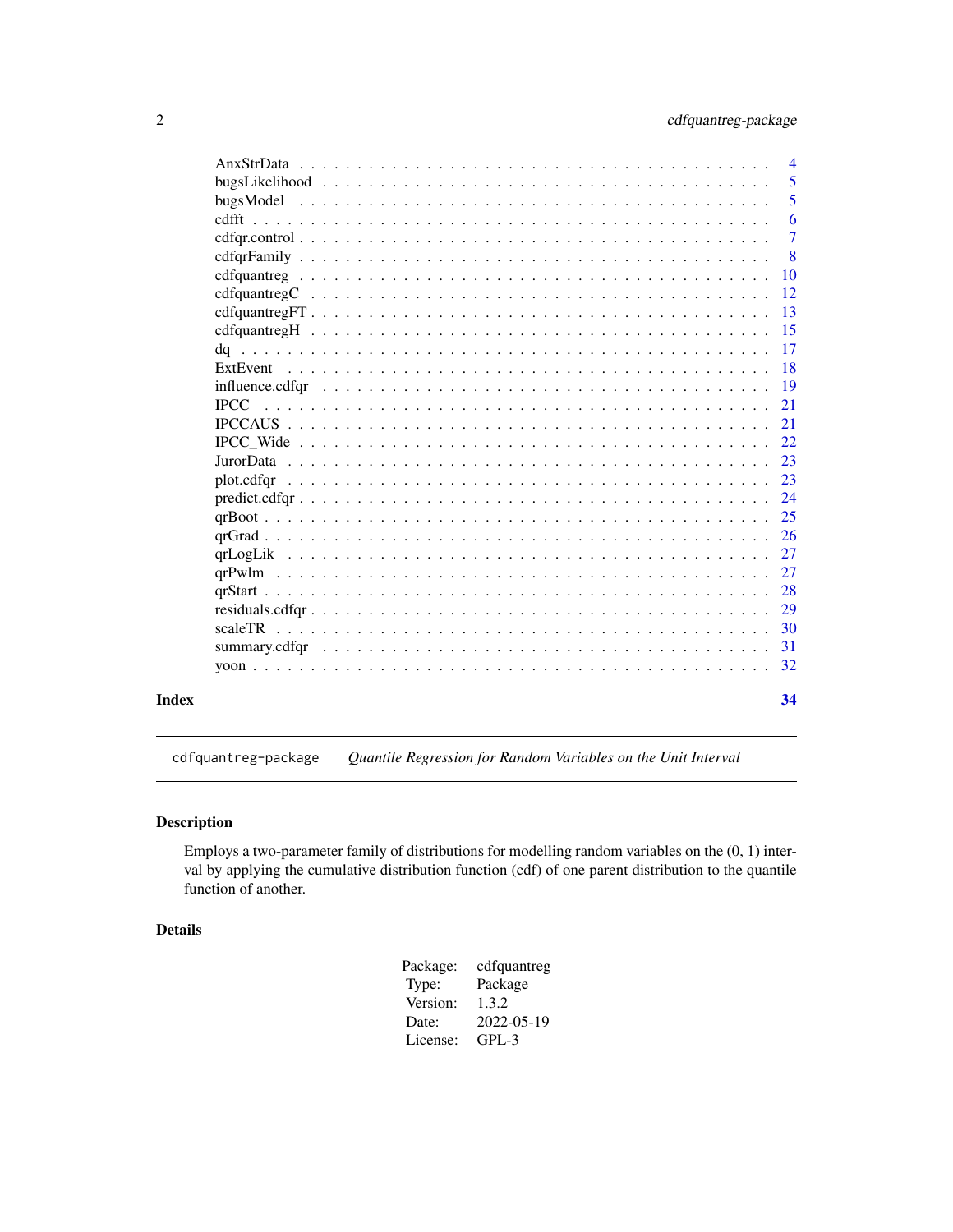AnxStrData . . . . . . . . . . . . . . . . . . . . . . . . . . . . . . . . . . . . . . . . 4
bugsLikelihood . . . . . . . . . . . . . . . . . . . . . . . . . . . . . . . . . . . . . 5
bugsModel . . . . . . . . . . . . . . . . . . . . . . . . . . . . . . . . . . . . . . . . 5
cdfft . . . . . . . . . . . . . . . . . . . . . . . . . . . . . . . . . . . . . . . . . . . 6
cdfqr.control . . . . . . . . . . . . . . . . . . . . . . . . . . . . . . . . . . . . . . 7
cdfqrFamily . . . . . . . . . . . . . . . . . . . . . . . . . . . . . . . . . . . . . . . 8
cdfquantreg . . . . . . . . . . . . . . . . . . . . . . . . . . . . . . . . . . . . . . . 10
cdfquantregC . . . . . . . . . . . . . . . . . . . . . . . . . . . . . . . . . . . . . . 12
cdfquantregFT . . . . . . . . . . . . . . . . . . . . . . . . . . . . . . . . . . . . . 13
cdfquantregH . . . . . . . . . . . . . . . . . . . . . . . . . . . . . . . . . . . . . . 15
dq . . . . . . . . . . . . . . . . . . . . . . . . . . . . . . . . . . . . . . . . . . . . 17
ExtEvent . . . . . . . . . . . . . . . . . . . . . . . . . . . . . . . . . . . . . . . . 18
influence.cdfqr . . . . . . . . . . . . . . . . . . . . . . . . . . . . . . . . . . . . . 19
IPCC . . . . . . . . . . . . . . . . . . . . . . . . . . . . . . . . . . . . . . . . . . . 21
IPCCAUS . . . . . . . . . . . . . . . . . . . . . . . . . . . . . . . . . . . . . . . . . 21
IPCC_Wide . . . . . . . . . . . . . . . . . . . . . . . . . . . . . . . . . . . . . . . 22
JurorData . . . . . . . . . . . . . . . . . . . . . . . . . . . . . . . . . . . . . . . . 23
plot.cdfqr . . . . . . . . . . . . . . . . . . . . . . . . . . . . . . . . . . . . . . . . 23
predict.cdfqr . . . . . . . . . . . . . . . . . . . . . . . . . . . . . . . . . . . . . . . 24
qrBoot . . . . . . . . . . . . . . . . . . . . . . . . . . . . . . . . . . . . . . . . . . 25
qrGrad . . . . . . . . . . . . . . . . . . . . . . . . . . . . . . . . . . . . . . . . . . 26
qrLogLik . . . . . . . . . . . . . . . . . . . . . . . . . . . . . . . . . . . . . . . . . 27
qrPwlm . . . . . . . . . . . . . . . . . . . . . . . . . . . . . . . . . . . . . . . . . . 27
qrStart . . . . . . . . . . . . . . . . . . . . . . . . . . . . . . . . . . . . . . . . . . 28
residuals.cdfqr . . . . . . . . . . . . . . . . . . . . . . . . . . . . . . . . . . . . . 29
scaleTR . . . . . . . . . . . . . . . . . . . . . . . . . . . . . . . . . . . . . . . . . 30
summary.cdfqr . . . . . . . . . . . . . . . . . . . . . . . . . . . . . . . . . . . . . . 31
yoon . . . . . . . . . . . . . . . . . . . . . . . . . . . . . . . . . . . . . . . . . . . 32

**Index** **34**

---

`cdfquantreg-package` *Quantile Regression for Random Variables on the Unit Interval*

---

## Description

Employs a two-parameter family of distributions for modelling random variables on the (0, 1) interval by applying the cumulative distribution function (cdf) of one parent distribution to the quantile function of another.

## Details

| | |
|---|---|
| Package: | cdfquantreg |
| Type: | Package |
| Version: | 1.3.2 |
| Date: | 2022-05-19 |
| License: | GPL-3 |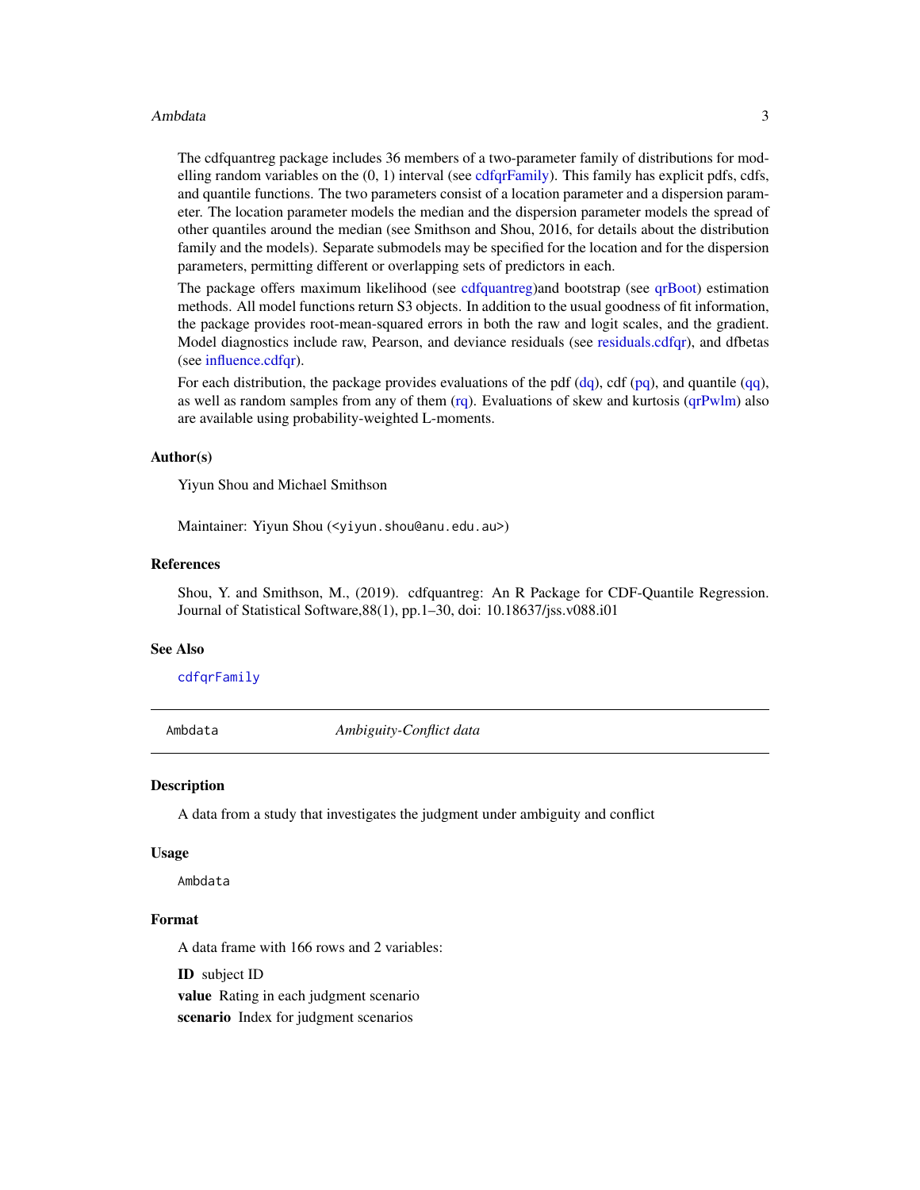The cdfquantreg package includes 36 members of a two-parameter family of distributions for modelling random variables on the (0, 1) interval (see cdfqrFamily). This family has explicit pdfs, cdfs, and quantile functions. The two parameters consist of a location parameter and a dispersion parameter. The location parameter models the median and the dispersion parameter models the spread of other quantiles around the median (see Smithson and Shou, 2016, for details about the distribution family and the models). Separate submodels may be specified for the location and for the dispersion parameters, permitting different or overlapping sets of predictors in each.

The package offers maximum likelihood (see cdfquantreg)and bootstrap (see qrBoot) estimation methods. All model functions return S3 objects. In addition to the usual goodness of fit information, the package provides root-mean-squared errors in both the raw and logit scales, and the gradient. Model diagnostics include raw, Pearson, and deviance residuals (see residuals.cdfqr), and dfbetas (see influence.cdfqr).

For each distribution, the package provides evaluations of the pdf (dq), cdf (pq), and quantile (qq), as well as random samples from any of them (rq). Evaluations of skew and kurtosis (qrPwlm) also are available using probability-weighted L-moments.

### Author(s)

Yiyun Shou and Michael Smithson

Maintainer: Yiyun Shou (<yiyun.shou@anu.edu.au>)

### References

Shou, Y. and Smithson, M., (2019). cdfquantreg: An R Package for CDF-Quantile Regression. Journal of Statistical Software,88(1), pp.1–30, doi: 10.18637/jss.v088.i01

### See Also

`cdfqrFamily`

---

## Ambdata — *Ambiguity-Conflict data*

---

### Description

A data from a study that investigates the judgment under ambiguity and conflict

### Usage

```
Ambdata
```

### Format

A data frame with 166 rows and 2 variables:

**ID** subject ID

**value** Rating in each judgment scenario

**scenario** Index for judgment scenarios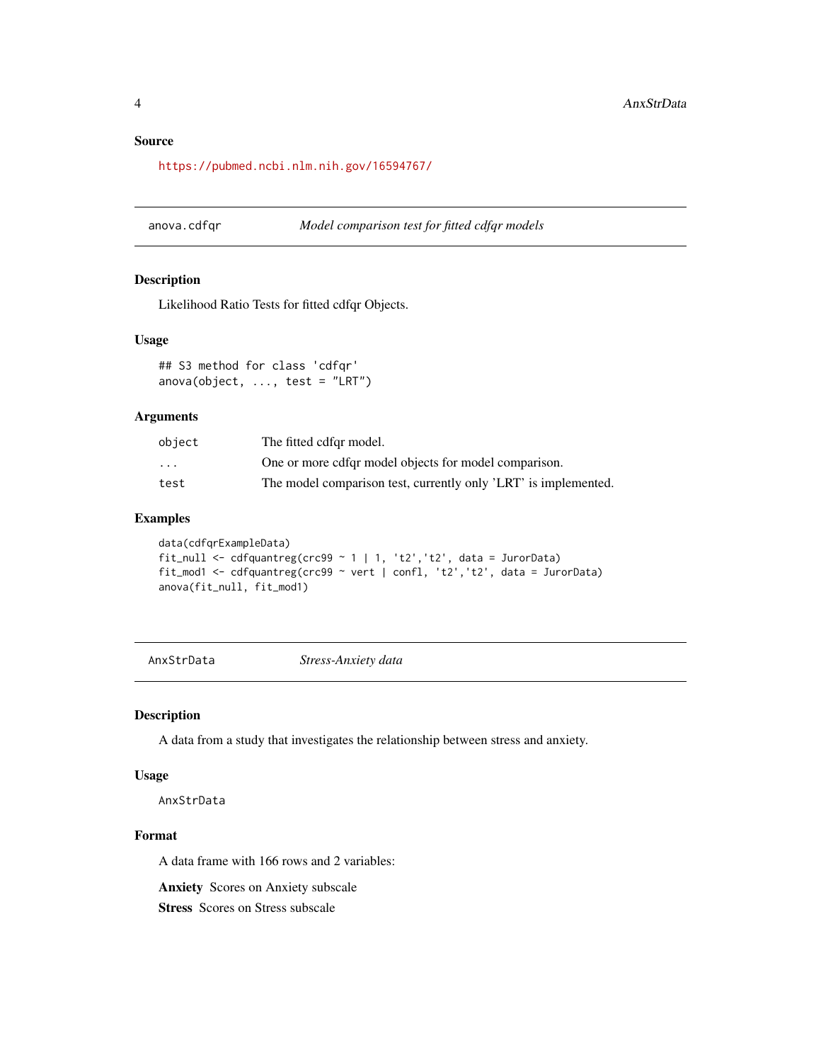### Source

https://pubmed.ncbi.nlm.nih.gov/16594767/

---

## anova.cdfqr — *Model comparison test for fitted cdfqr models*

### Description

Likelihood Ratio Tests for fitted cdfqr Objects.

### Usage

```
## S3 method for class 'cdfqr'
anova(object, ..., test = "LRT")
```

### Arguments

| | |
|---|---|
| `object` | The fitted cdfqr model. |
| `...` | One or more cdfqr model objects for model comparison. |
| `test` | The model comparison test, currently only 'LRT' is implemented. |

### Examples

```
data(cdfqrExampleData)
fit_null <- cdfquantreg(crc99 ~ 1 | 1, 't2','t2', data = JurorData)
fit_mod1 <- cdfquantreg(crc99 ~ vert | confl, 't2','t2', data = JurorData)
anova(fit_null, fit_mod1)
```

---

## AnxStrData — *Stress-Anxiety data*

### Description

A data from a study that investigates the relationship between stress and anxiety.

### Usage

```
AnxStrData
```

### Format

A data frame with 166 rows and 2 variables:

**Anxiety** Scores on Anxiety subscale

**Stress** Scores on Stress subscale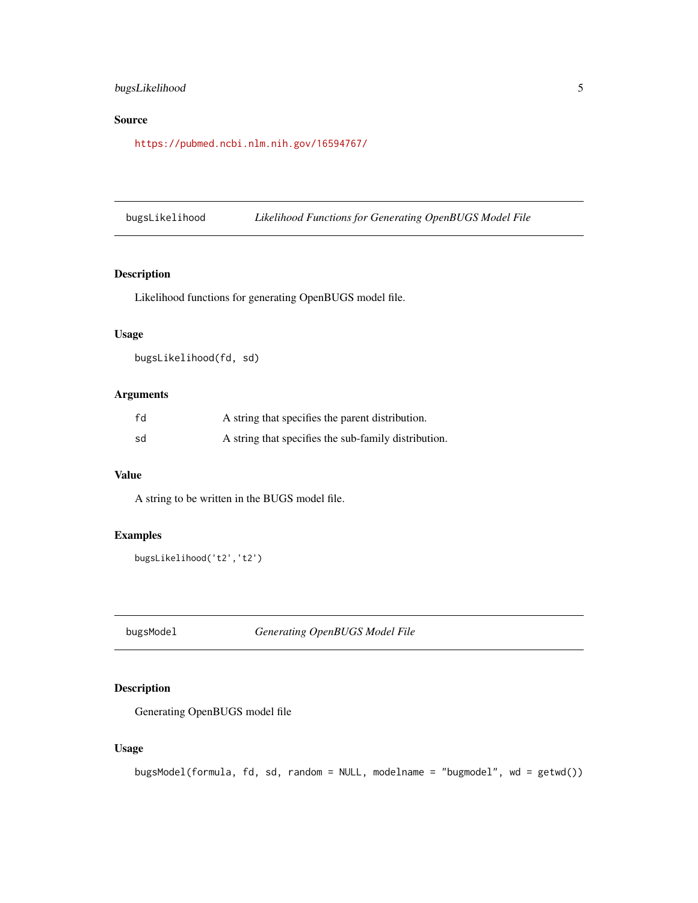### Source

https://pubmed.ncbi.nlm.nih.gov/16594767/

## bugsLikelihood — *Likelihood Functions for Generating OpenBUGS Model File*

### Description

Likelihood functions for generating OpenBUGS model file.

### Usage

```
bugsLikelihood(fd, sd)
```

### Arguments

| | |
|---|---|
| fd | A string that specifies the parent distribution. |
| sd | A string that specifies the sub-family distribution. |

### Value

A string to be written in the BUGS model file.

### Examples

```
bugsLikelihood('t2','t2')
```

## bugsModel — *Generating OpenBUGS Model File*

### Description

Generating OpenBUGS model file

### Usage

```
bugsModel(formula, fd, sd, random = NULL, modelname = "bugmodel", wd = getwd())
```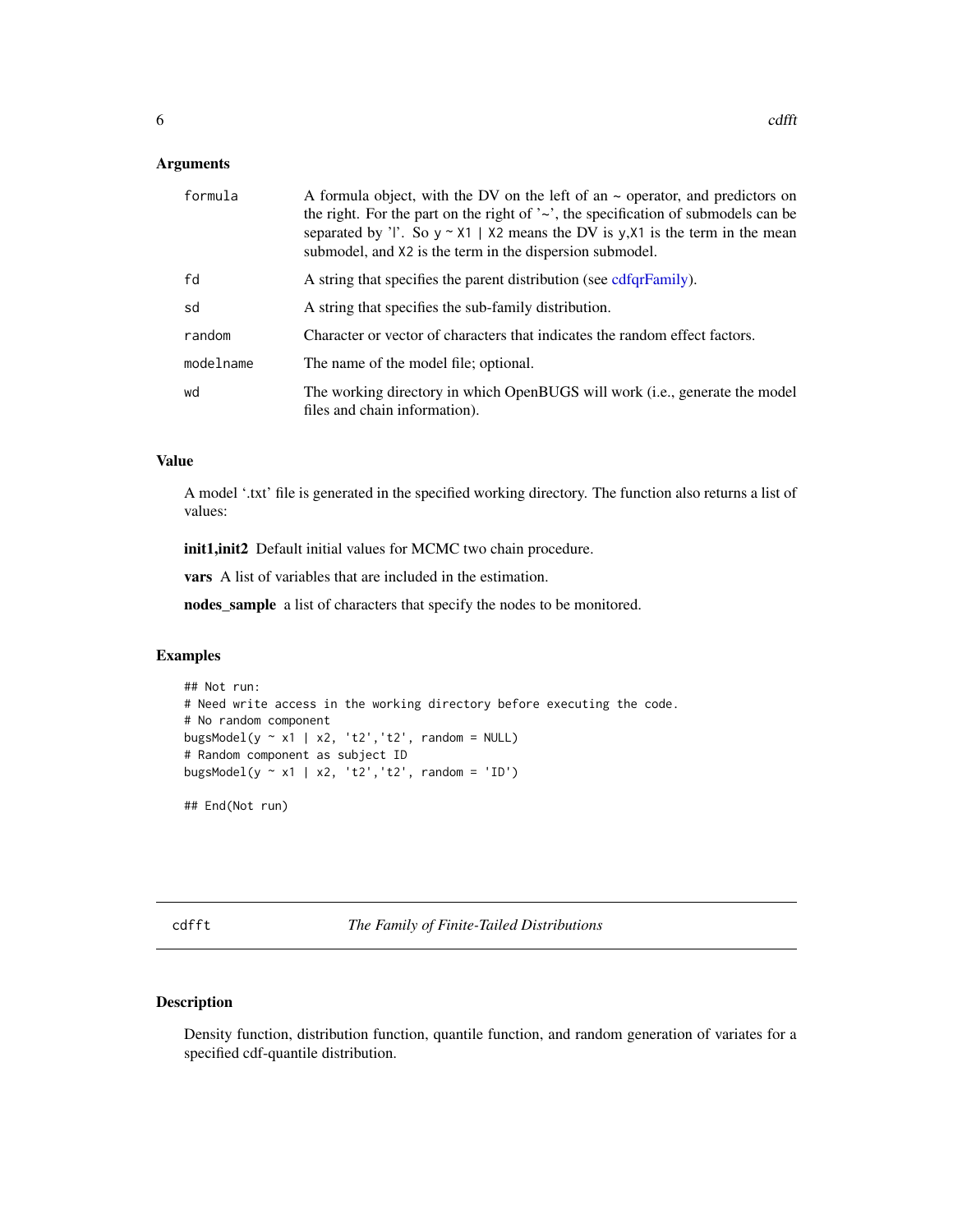## Arguments

| | |
|---|---|
| `formula` | A formula object, with the DV on the left of an ~ operator, and predictors on the right. For the part on the right of '~', the specification of submodels can be separated by '\|'. So `y ~ X1 | X2` means the DV is `y`,`X1` is the term in the mean submodel, and `X2` is the term in the dispersion submodel. |
| `fd` | A string that specifies the parent distribution (see cdfqrFamily). |
| `sd` | A string that specifies the sub-family distribution. |
| `random` | Character or vector of characters that indicates the random effect factors. |
| `modelname` | The name of the model file; optional. |
| `wd` | The working directory in which OpenBUGS will work (i.e., generate the model files and chain information). |

## Value

A model '.txt' file is generated in the specified working directory. The function also returns a list of values:

**init1,init2** Default initial values for MCMC two chain procedure.

**vars** A list of variables that are included in the estimation.

**nodes_sample** a list of characters that specify the nodes to be monitored.

## Examples

```
## Not run:
# Need write access in the working directory before executing the code.
# No random component
bugsModel(y ~ x1 | x2, 't2','t2', random = NULL)
# Random component as subject ID
bugsModel(y ~ x1 | x2, 't2','t2', random = 'ID')

## End(Not run)
```

---

# cdfft — *The Family of Finite-Tailed Distributions*

## Description

Density function, distribution function, quantile function, and random generation of variates for a specified cdf-quantile distribution.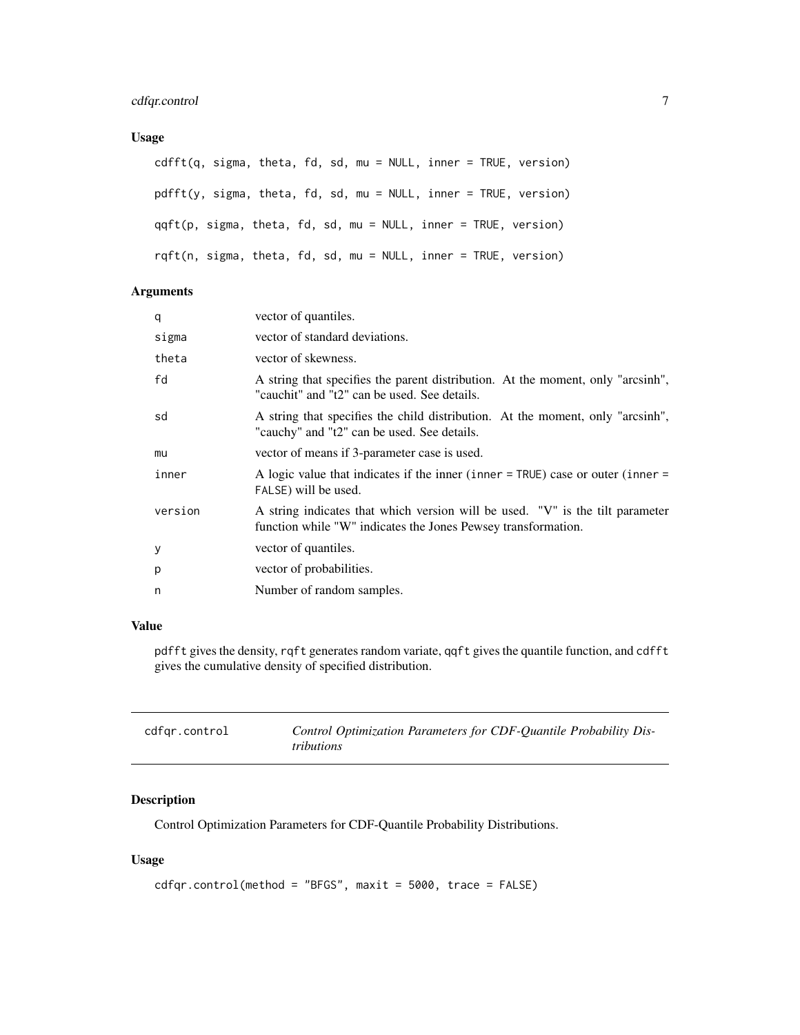## Usage

```
cdfft(q, sigma, theta, fd, sd, mu = NULL, inner = TRUE, version)

pdfft(y, sigma, theta, fd, sd, mu = NULL, inner = TRUE, version)

qqft(p, sigma, theta, fd, sd, mu = NULL, inner = TRUE, version)

rqft(n, sigma, theta, fd, sd, mu = NULL, inner = TRUE, version)
```

## Arguments

| | |
|---|---|
| `q` | vector of quantiles. |
| `sigma` | vector of standard deviations. |
| `theta` | vector of skewness. |
| `fd` | A string that specifies the parent distribution. At the moment, only "arcsinh", "cauchit" and "t2" can be used. See details. |
| `sd` | A string that specifies the child distribution. At the moment, only "arcsinh", "cauchy" and "t2" can be used. See details. |
| `mu` | vector of means if 3-parameter case is used. |
| `inner` | A logic value that indicates if the inner (`inner = TRUE`) case or outer (`inner = FALSE`) will be used. |
| `version` | A string indicates that which version will be used. "V" is the tilt parameter function while "W" indicates the Jones Pewsey transformation. |
| `y` | vector of quantiles. |
| `p` | vector of probabilities. |
| `n` | Number of random samples. |

## Value

`pdfft` gives the density, `rqft` generates random variate, `qqft` gives the quantile function, and `cdfft` gives the cumulative density of specified distribution.

---

# `cdfqr.control` *Control Optimization Parameters for CDF-Quantile Probability Distributions*

---

## Description

Control Optimization Parameters for CDF-Quantile Probability Distributions.

## Usage

```
cdfqr.control(method = "BFGS", maxit = 5000, trace = FALSE)
```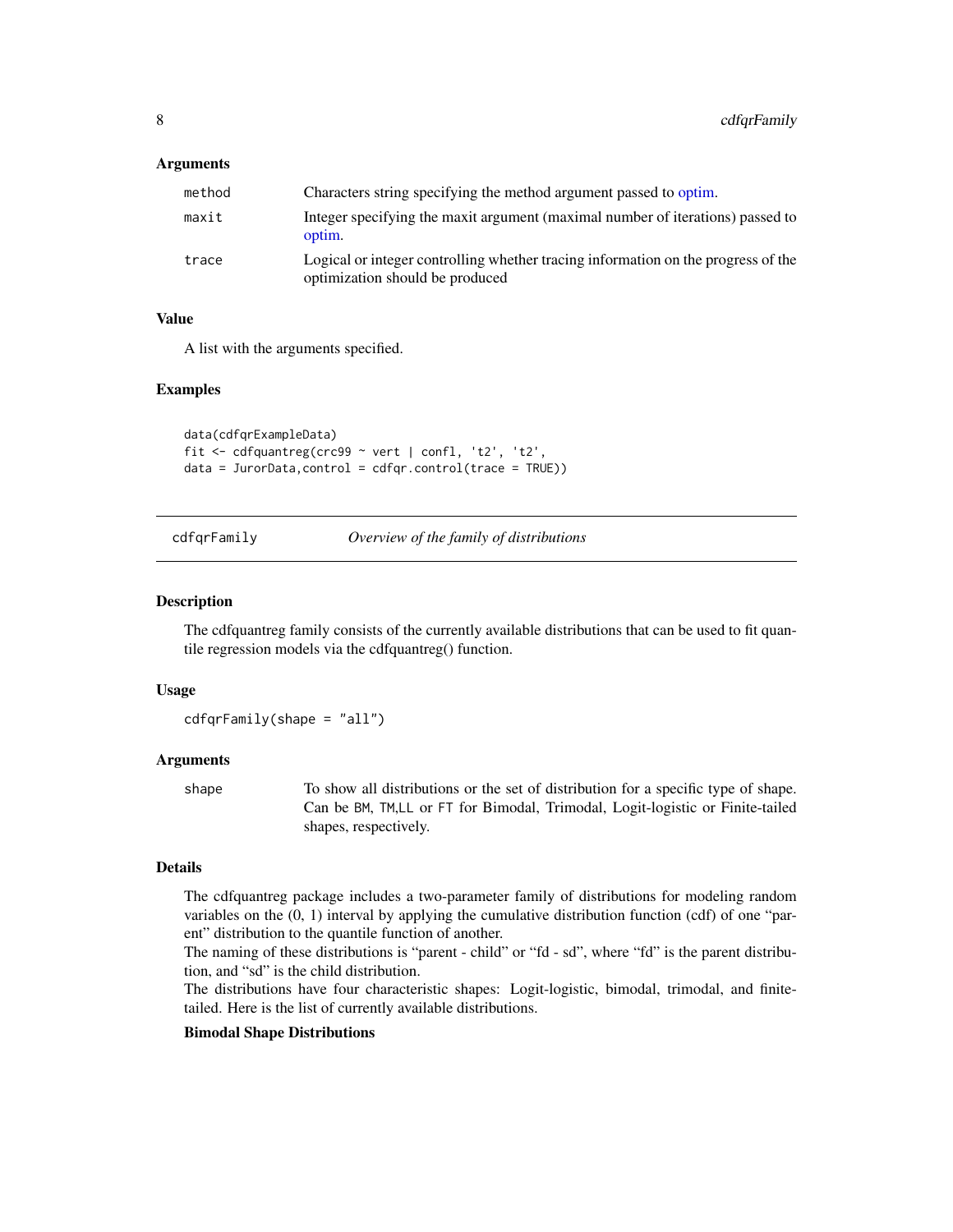### Arguments

| | |
|---|---|
| method | Characters string specifying the method argument passed to optim. |
| maxit | Integer specifying the maxit argument (maximal number of iterations) passed to optim. |
| trace | Logical or integer controlling whether tracing information on the progress of the optimization should be produced |

### Value

A list with the arguments specified.

### Examples

```
data(cdfqrExampleData)
fit <- cdfquantreg(crc99 ~ vert | confl, 't2', 't2',
data = JurorData,control = cdfqr.control(trace = TRUE))
```

---

## cdfqrFamily — *Overview of the family of distributions*

### Description

The cdfquantreg family consists of the currently available distributions that can be used to fit quantile regression models via the cdfquantreg() function.

### Usage

```
cdfqrFamily(shape = "all")
```

### Arguments

| | |
|---|---|
| shape | To show all distributions or the set of distribution for a specific type of shape. Can be BM, TM,LL or FT for Bimodal, Trimodal, Logit-logistic or Finite-tailed shapes, respectively. |

### Details

The cdfquantreg package includes a two-parameter family of distributions for modeling random variables on the (0, 1) interval by applying the cumulative distribution function (cdf) of one "parent" distribution to the quantile function of another.

The naming of these distributions is "parent - child" or "fd - sd", where "fd" is the parent distribution, and "sd" is the child distribution.

The distributions have four characteristic shapes: Logit-logistic, bimodal, trimodal, and finite-tailed. Here is the list of currently available distributions.

**Bimodal Shape Distributions**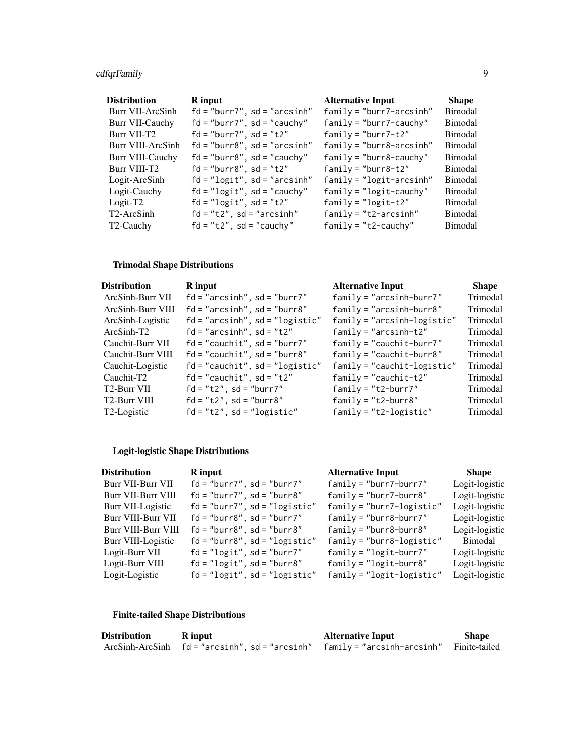| Distribution | R input | Alternative Input | Shape |
| --- | --- | --- | --- |
| Burr VII-ArcSinh | `fd = "burr7", sd = "arcsinh"` | `family = "burr7-arcsinh"` | Bimodal |
| Burr VII-Cauchy | `fd = "burr7", sd = "cauchy"` | `family = "burr7-cauchy"` | Bimodal |
| Burr VII-T2 | `fd = "burr7", sd = "t2"` | `family = "burr7-t2"` | Bimodal |
| Burr VIII-ArcSinh | `fd = "burr8", sd = "arcsinh"` | `family = "burr8-arcsinh"` | Bimodal |
| Burr VIII-Cauchy | `fd = "burr8", sd = "cauchy"` | `family = "burr8-cauchy"` | Bimodal |
| Burr VIII-T2 | `fd = "burr8", sd = "t2"` | `family = "burr8-t2"` | Bimodal |
| Logit-ArcSinh | `fd = "logit", sd = "arcsinh"` | `family = "logit-arcsinh"` | Bimodal |
| Logit-Cauchy | `fd = "logit", sd = "cauchy"` | `family = "logit-cauchy"` | Bimodal |
| Logit-T2 | `fd = "logit", sd = "t2"` | `family = "logit-t2"` | Bimodal |
| T2-ArcSinh | `fd = "t2", sd = "arcsinh"` | `family = "t2-arcsinh"` | Bimodal |
| T2-Cauchy | `fd = "t2", sd = "cauchy"` | `family = "t2-cauchy"` | Bimodal |

**Trimodal Shape Distributions**

| Distribution | R input | Alternative Input | Shape |
| --- | --- | --- | --- |
| ArcSinh-Burr VII | `fd = "arcsinh", sd = "burr7"` | `family = "arcsinh-burr7"` | Trimodal |
| ArcSinh-Burr VIII | `fd = "arcsinh", sd = "burr8"` | `family = "arcsinh-burr8"` | Trimodal |
| ArcSinh-Logistic | `fd = "arcsinh", sd = "logistic"` | `family = "arcsinh-logistic"` | Trimodal |
| ArcSinh-T2 | `fd = "arcsinh", sd = "t2"` | `family = "arcsinh-t2"` | Trimodal |
| Cauchit-Burr VII | `fd = "cauchit", sd = "burr7"` | `family = "cauchit-burr7"` | Trimodal |
| Cauchit-Burr VIII | `fd = "cauchit", sd = "burr8"` | `family = "cauchit-burr8"` | Trimodal |
| Cauchit-Logistic | `fd = "cauchit", sd = "logistic"` | `family = "cauchit-logistic"` | Trimodal |
| Cauchit-T2 | `fd = "cauchit", sd = "t2"` | `family = "cauchit-t2"` | Trimodal |
| T2-Burr VII | `fd = "t2", sd = "burr7"` | `family = "t2-burr7"` | Trimodal |
| T2-Burr VIII | `fd = "t2", sd = "burr8"` | `family = "t2-burr8"` | Trimodal |
| T2-Logistic | `fd = "t2", sd = "logistic"` | `family = "t2-logistic"` | Trimodal |

**Logit-logistic Shape Distributions**

| Distribution | R input | Alternative Input | Shape |
| --- | --- | --- | --- |
| Burr VII-Burr VII | `fd = "burr7", sd = "burr7"` | `family = "burr7-burr7"` | Logit-logistic |
| Burr VII-Burr VIII | `fd = "burr7", sd = "burr8"` | `family = "burr7-burr8"` | Logit-logistic |
| Burr VII-Logistic | `fd = "burr7", sd = "logistic"` | `family = "burr7-logistic"` | Logit-logistic |
| Burr VIII-Burr VII | `fd = "burr8", sd = "burr7"` | `family = "burr8-burr7"` | Logit-logistic |
| Burr VIII-Burr VIII | `fd = "burr8", sd = "burr8"` | `family = "burr8-burr8"` | Logit-logistic |
| Burr VIII-Logistic | `fd = "burr8", sd = "logistic"` | `family = "burr8-logistic"` | Bimodal |
| Logit-Burr VII | `fd = "logit", sd = "burr7"` | `family = "logit-burr7"` | Logit-logistic |
| Logit-Burr VIII | `fd = "logit", sd = "burr8"` | `family = "logit-burr8"` | Logit-logistic |
| Logit-Logistic | `fd = "logit", sd = "logistic"` | `family = "logit-logistic"` | Logit-logistic |

**Finite-tailed Shape Distributions**

| Distribution | R input | Alternative Input | Shape |
| --- | --- | --- | --- |
| ArcSinh-ArcSinh | `fd = "arcsinh", sd = "arcsinh"` | `family = "arcsinh-arcsinh"` | Finite-tailed |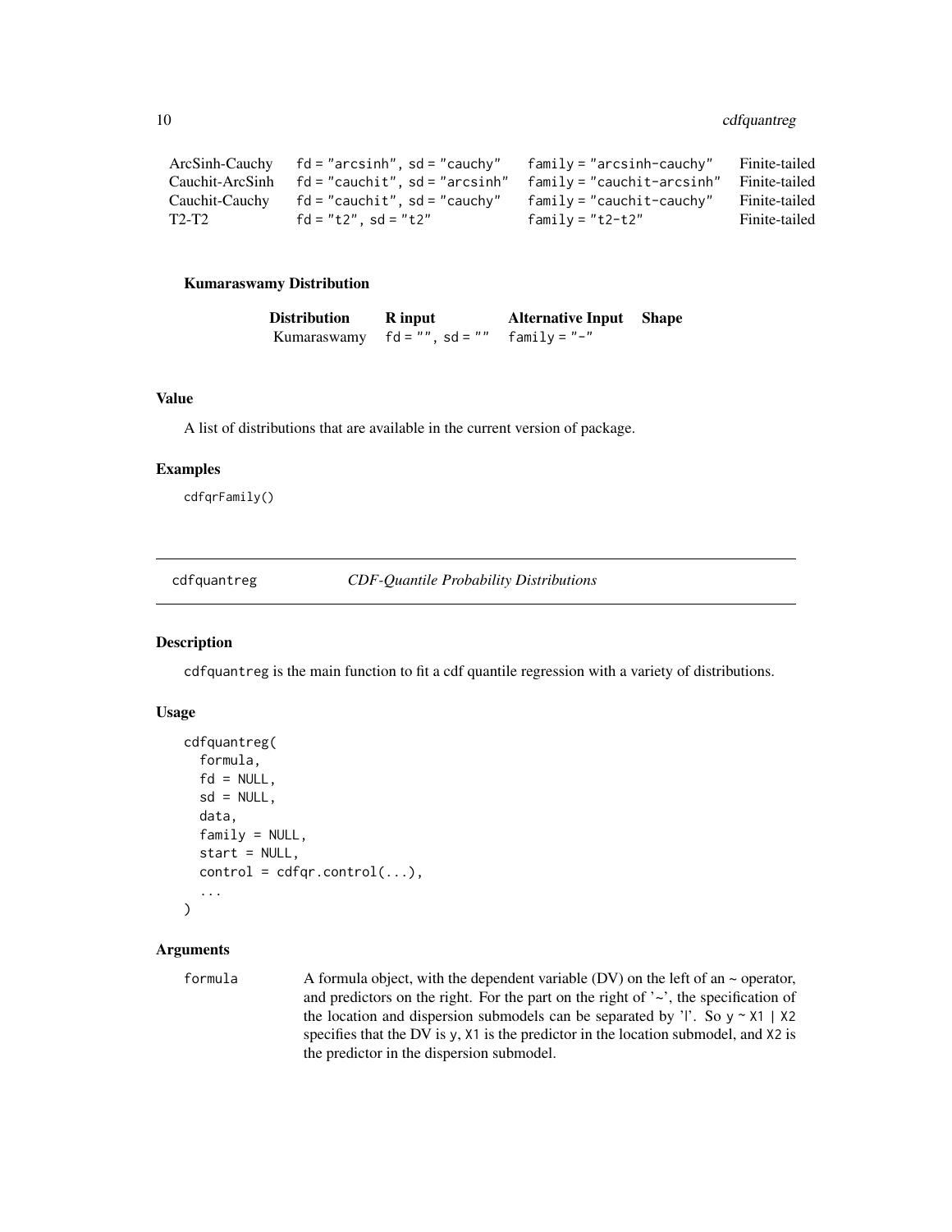| | | | |
|---|---|---|---|
| ArcSinh-Cauchy | `fd = "arcsinh", sd = "cauchy"` | `family = "arcsinh-cauchy"` | Finite-tailed |
| Cauchit-ArcSinh | `fd = "cauchit", sd = "arcsinh"` | `family = "cauchit-arcsinh"` | Finite-tailed |
| Cauchit-Cauchy | `fd = "cauchit", sd = "cauchy"` | `family = "cauchit-cauchy"` | Finite-tailed |
| T2-T2 | `fd = "t2", sd = "t2"` | `family = "t2-t2"` | Finite-tailed |

### Kumaraswamy Distribution

| Distribution | R input | Alternative Input | Shape |
|---|---|---|---|
| Kumaraswamy | `fd = "", sd = ""` | `family = "-"` | |

## Value

A list of distributions that are available in the current version of package.

## Examples

```
cdfqrFamily()
```

---

# cdfquantreg — *CDF-Quantile Probability Distributions*

## Description

cdfquantreg is the main function to fit a cdf quantile regression with a variety of distributions.

## Usage

```
cdfquantreg(
  formula,
  fd = NULL,
  sd = NULL,
  data,
  family = NULL,
  start = NULL,
  control = cdfqr.control(...),
  ...
)
```

## Arguments

`formula` A formula object, with the dependent variable (DV) on the left of an ~ operator, and predictors on the right. For the part on the right of '~', the specification of the location and dispersion submodels can be separated by '|'. So `y ~ X1 | X2` specifies that the DV is `y`, `X1` is the predictor in the location submodel, and `X2` is the predictor in the dispersion submodel.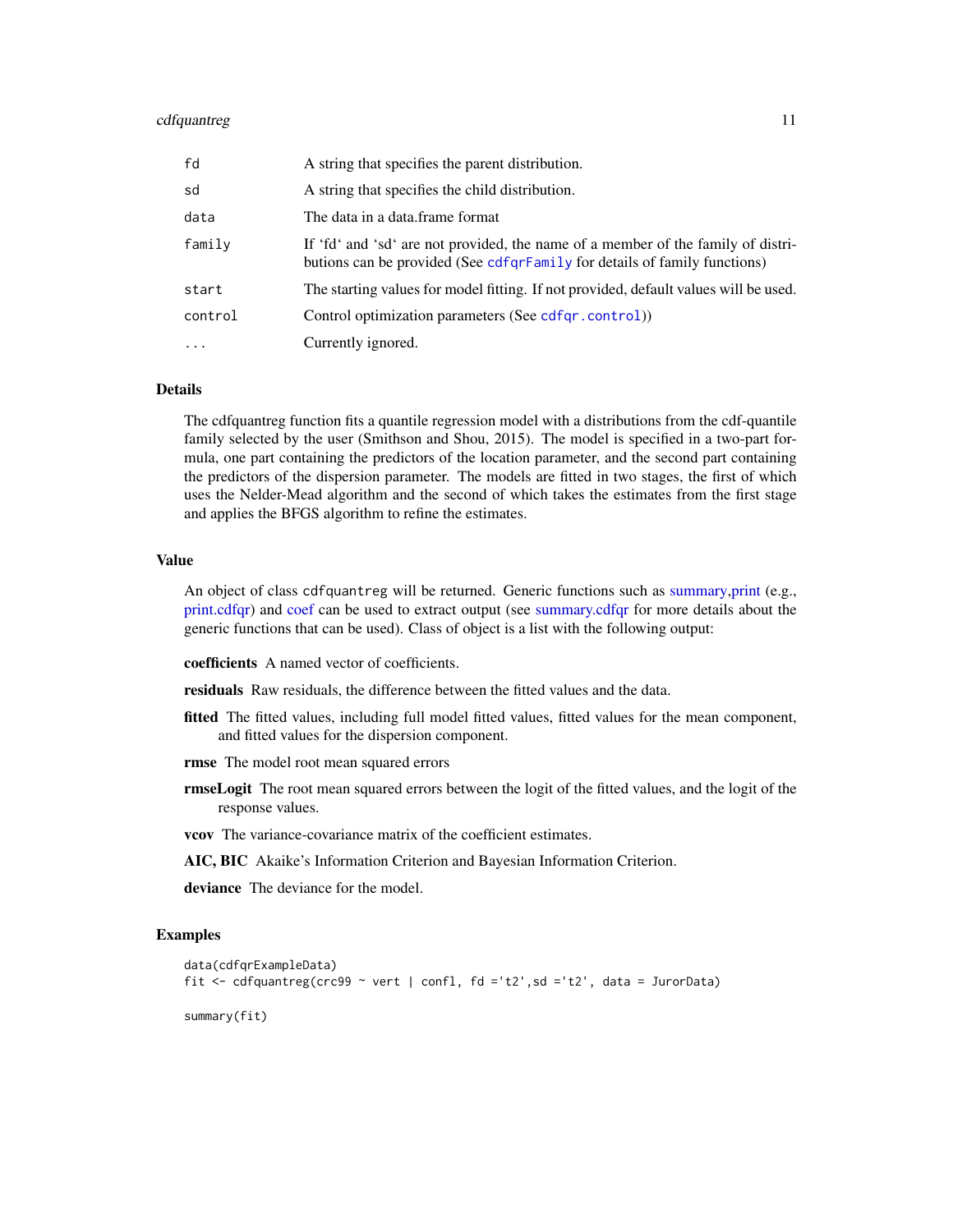| | |
|---|---|
| fd | A string that specifies the parent distribution. |
| sd | A string that specifies the child distribution. |
| data | The data in a data.frame format |
| family | If 'fd' and 'sd' are not provided, the name of a member of the family of distributions can be provided (See cdfqrFamily for details of family functions) |
| start | The starting values for model fitting. If not provided, default values will be used. |
| control | Control optimization parameters (See cdfqr.control)) |
| ... | Currently ignored. |

## Details

The cdfquantreg function fits a quantile regression model with a distributions from the cdf-quantile family selected by the user (Smithson and Shou, 2015). The model is specified in a two-part formula, one part containing the predictors of the location parameter, and the second part containing the predictors of the dispersion parameter. The models are fitted in two stages, the first of which uses the Nelder-Mead algorithm and the second of which takes the estimates from the first stage and applies the BFGS algorithm to refine the estimates.

## Value

An object of class cdfquantreg will be returned. Generic functions such as summary,print (e.g., print.cdfqr) and coef can be used to extract output (see summary.cdfqr for more details about the generic functions that can be used). Class of object is a list with the following output:

**coefficients** A named vector of coefficients.

**residuals** Raw residuals, the difference between the fitted values and the data.

**fitted** The fitted values, including full model fitted values, fitted values for the mean component, and fitted values for the dispersion component.

**rmse** The model root mean squared errors

**rmseLogit** The root mean squared errors between the logit of the fitted values, and the logit of the response values.

**vcov** The variance-covariance matrix of the coefficient estimates.

**AIC, BIC** Akaike's Information Criterion and Bayesian Information Criterion.

**deviance** The deviance for the model.

## Examples

```
data(cdfqrExampleData)
fit <- cdfquantreg(crc99 ~ vert | confl, fd ='t2',sd ='t2', data = JurorData)

summary(fit)
```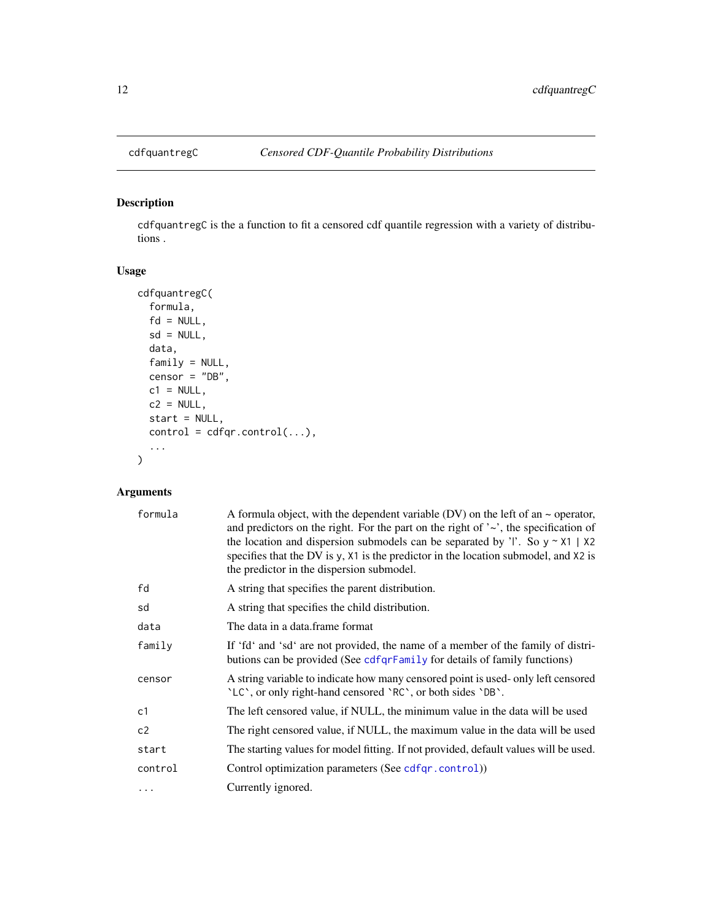## cdfquantregC *Censored CDF-Quantile Probability Distributions*

### Description

cdfquantregC is the a function to fit a censored cdf quantile regression with a variety of distributions .

### Usage

```
cdfquantregC(
  formula,
  fd = NULL,
  sd = NULL,
  data,
  family = NULL,
  censor = "DB",
  c1 = NULL,
  c2 = NULL,
  start = NULL,
  control = cdfqr.control(...),
  ...
)
```

### Arguments

| | |
|---|---|
| formula | A formula object, with the dependent variable (DV) on the left of an ~ operator, and predictors on the right. For the part on the right of '~', the specification of the location and dispersion submodels can be separated by '\|'. So `y ~ X1 | X2` specifies that the DV is `y`, `X1` is the predictor in the location submodel, and `X2` is the predictor in the dispersion submodel. |
| fd | A string that specifies the parent distribution. |
| sd | A string that specifies the child distribution. |
| data | The data in a data.frame format |
| family | If 'fd' and 'sd' are not provided, the name of a member of the family of distributions can be provided (See cdfqrFamily for details of family functions) |
| censor | A string variable to indicate how many censored point is used- only left censored `LC`, or only right-hand censored `RC`, or both sides `DB`. |
| c1 | The left censored value, if NULL, the minimum value in the data will be used |
| c2 | The right censored value, if NULL, the maximum value in the data will be used |
| start | The starting values for model fitting. If not provided, default values will be used. |
| control | Control optimization parameters (See cdfqr.control)) |
| ... | Currently ignored. |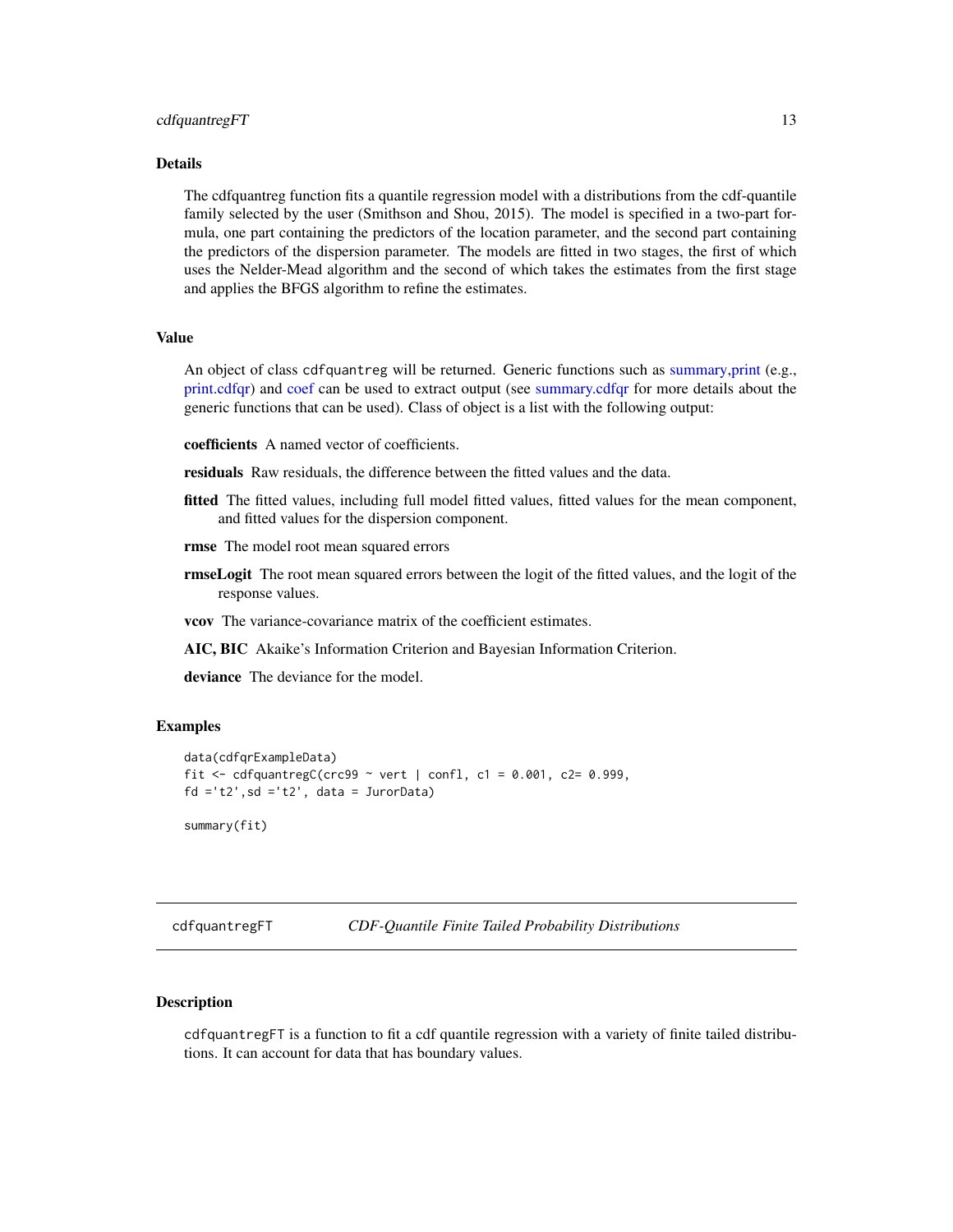### Details

The cdfquantreg function fits a quantile regression model with a distributions from the cdf-quantile family selected by the user (Smithson and Shou, 2015). The model is specified in a two-part formula, one part containing the predictors of the location parameter, and the second part containing the predictors of the dispersion parameter. The models are fitted in two stages, the first of which uses the Nelder-Mead algorithm and the second of which takes the estimates from the first stage and applies the BFGS algorithm to refine the estimates.

### Value

An object of class `cdfquantreg` will be returned. Generic functions such as summary,print (e.g., print.cdfqr) and coef can be used to extract output (see summary.cdfqr for more details about the generic functions that can be used). Class of object is a list with the following output:

**coefficients** A named vector of coefficients.

**residuals** Raw residuals, the difference between the fitted values and the data.

**fitted** The fitted values, including full model fitted values, fitted values for the mean component, and fitted values for the dispersion component.

**rmse** The model root mean squared errors

**rmseLogit** The root mean squared errors between the logit of the fitted values, and the logit of the response values.

**vcov** The variance-covariance matrix of the coefficient estimates.

**AIC, BIC** Akaike's Information Criterion and Bayesian Information Criterion.

**deviance** The deviance for the model.

### Examples

```
data(cdfqrExampleData)
fit <- cdfquantregC(crc99 ~ vert | confl, c1 = 0.001, c2= 0.999,
fd ='t2',sd ='t2', data = JurorData)

summary(fit)
```

---

## cdfquantregFT — *CDF-Quantile Finite Tailed Probability Distributions*

### Description

`cdfquantregFT` is a function to fit a cdf quantile regression with a variety of finite tailed distributions. It can account for data that has boundary values.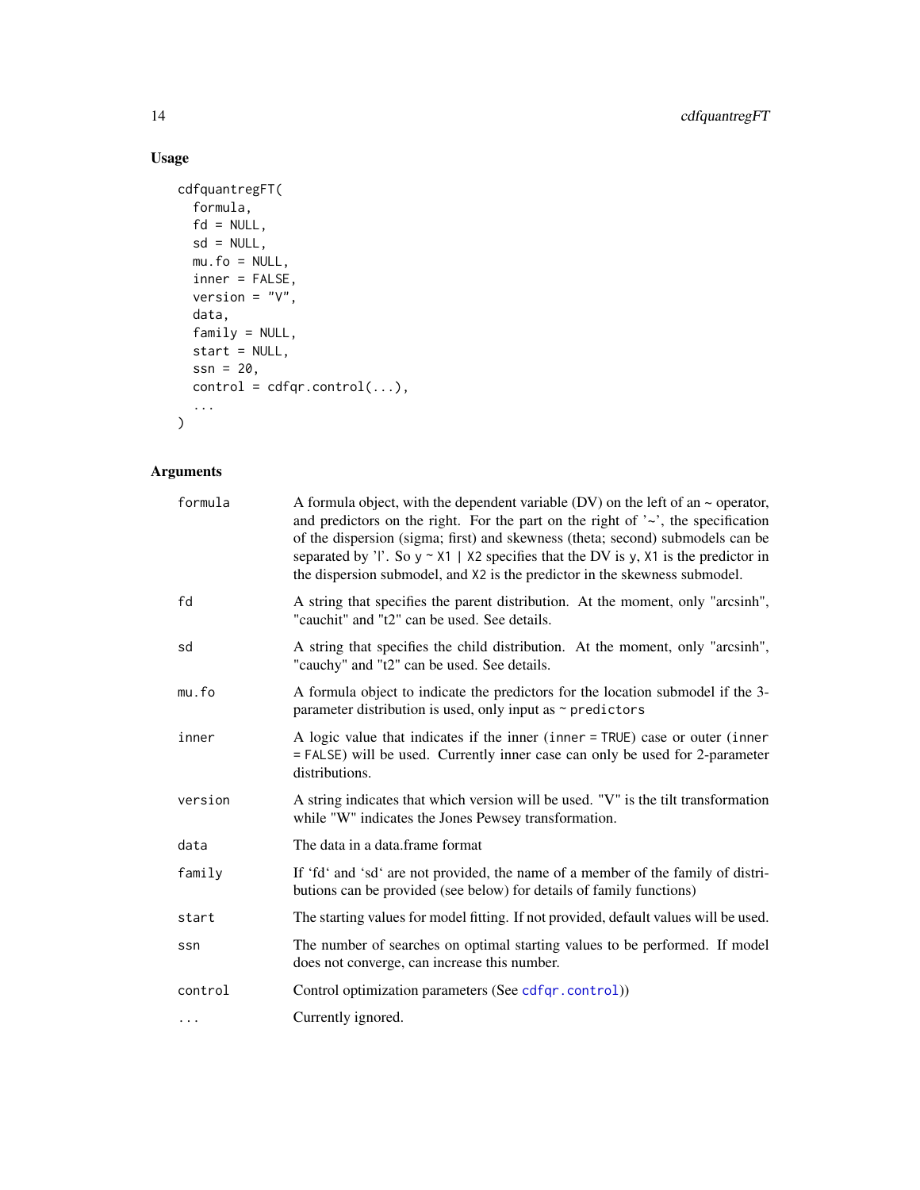## Usage

```
cdfquantregFT(
  formula,
  fd = NULL,
  sd = NULL,
  mu.fo = NULL,
  inner = FALSE,
  version = "V",
  data,
  family = NULL,
  start = NULL,
  ssn = 20,
  control = cdfqr.control(...),
  ...
)
```

## Arguments

| Argument | Description |
|---|---|
| `formula` | A formula object, with the dependent variable (DV) on the left of an ~ operator, and predictors on the right. For the part on the right of '~', the specification of the dispersion (sigma; first) and skewness (theta; second) submodels can be separated by '\|'. So `y ~ X1 \| X2` specifies that the DV is `y`, `X1` is the predictor in the dispersion submodel, and `X2` is the predictor in the skewness submodel. |
| `fd` | A string that specifies the parent distribution. At the moment, only "arcsinh", "cauchit" and "t2" can be used. See details. |
| `sd` | A string that specifies the child distribution. At the moment, only "arcsinh", "cauchy" and "t2" can be used. See details. |
| `mu.fo` | A formula object to indicate the predictors for the location submodel if the 3-parameter distribution is used, only input as `~ predictors` |
| `inner` | A logic value that indicates if the inner (`inner = TRUE`) case or outer (`inner = FALSE`) will be used. Currently inner case can only be used for 2-parameter distributions. |
| `version` | A string indicates that which version will be used. "V" is the tilt transformation while "W" indicates the Jones Pewsey transformation. |
| `data` | The data in a data.frame format |
| `family` | If 'fd' and 'sd' are not provided, the name of a member of the family of distributions can be provided (see below) for details of family functions) |
| `start` | The starting values for model fitting. If not provided, default values will be used. |
| `ssn` | The number of searches on optimal starting values to be performed. If model does not converge, can increase this number. |
| `control` | Control optimization parameters (See `cdfqr.control`)) |
| `...` | Currently ignored. |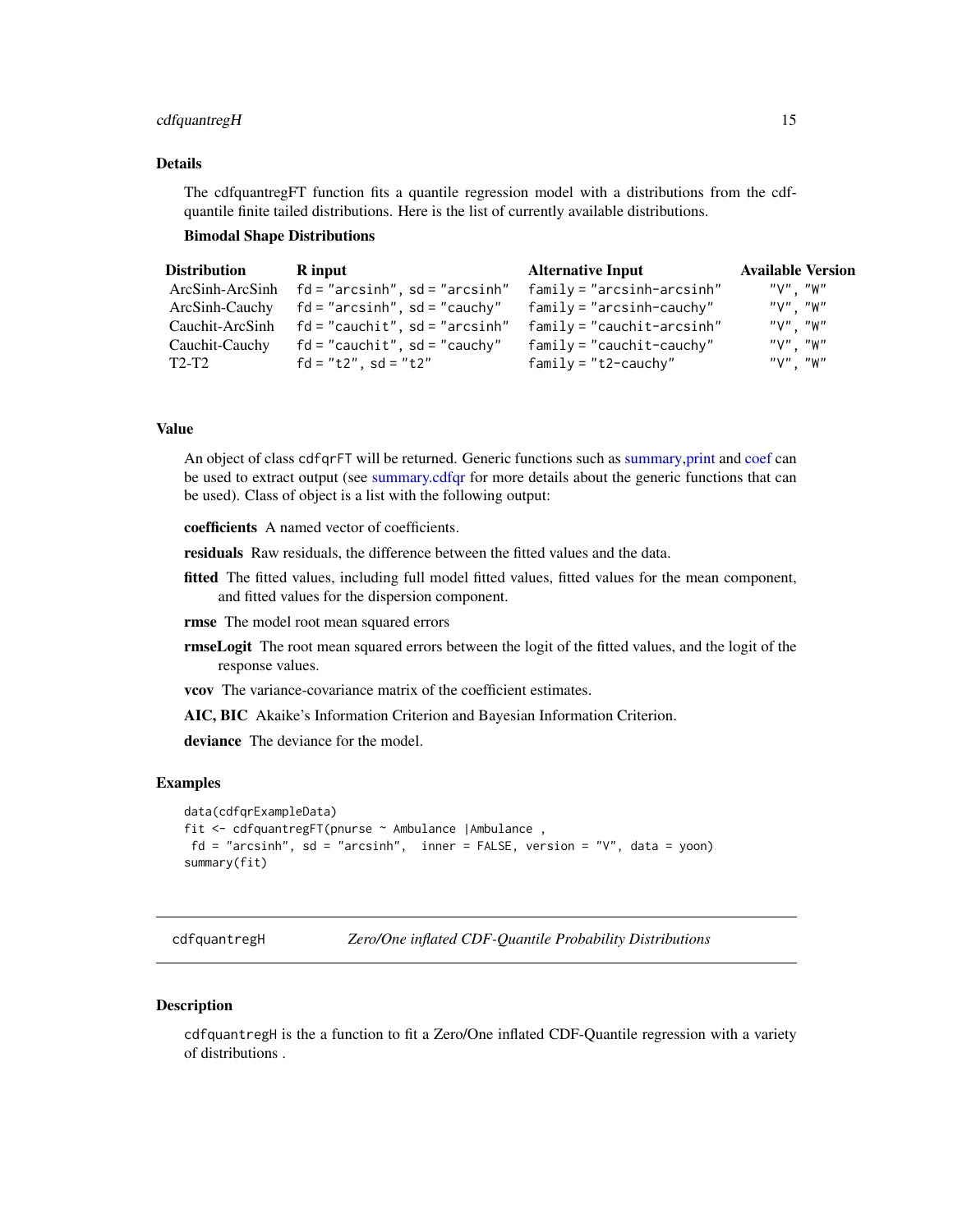### Details

The cdfquantregFT function fits a quantile regression model with a distributions from the cdf-quantile finite tailed distributions. Here is the list of currently available distributions.

**Bimodal Shape Distributions**

| Distribution | R input | Alternative Input | Available Version |
|---|---|---|---|
| ArcSinh-ArcSinh | `fd = "arcsinh", sd = "arcsinh"` | `family = "arcsinh-arcsinh"` | "V", "W" |
| ArcSinh-Cauchy | `fd = "arcsinh", sd = "cauchy"` | `family = "arcsinh-cauchy"` | "V", "W" |
| Cauchit-ArcSinh | `fd = "cauchit", sd = "arcsinh"` | `family = "cauchit-arcsinh"` | "V", "W" |
| Cauchit-Cauchy | `fd = "cauchit", sd = "cauchy"` | `family = "cauchit-cauchy"` | "V", "W" |
| T2-T2 | `fd = "t2", sd = "t2"` | `family = "t2-cauchy"` | "V", "W" |

### Value

An object of class `cdfqrFT` will be returned. Generic functions such as summary,print and coef can be used to extract output (see summary.cdfqr for more details about the generic functions that can be used). Class of object is a list with the following output:

**coefficients** A named vector of coefficients.

**residuals** Raw residuals, the difference between the fitted values and the data.

**fitted** The fitted values, including full model fitted values, fitted values for the mean component, and fitted values for the dispersion component.

**rmse** The model root mean squared errors

**rmseLogit** The root mean squared errors between the logit of the fitted values, and the logit of the response values.

**vcov** The variance-covariance matrix of the coefficient estimates.

**AIC, BIC** Akaike's Information Criterion and Bayesian Information Criterion.

**deviance** The deviance for the model.

### Examples

```
data(cdfqrExampleData)
fit <- cdfquantregFT(pnurse ~ Ambulance |Ambulance ,
 fd = "arcsinh", sd = "arcsinh",  inner = FALSE, version = "V", data = yoon)
summary(fit)
```

---

## cdfquantregH — *Zero/One inflated CDF-Quantile Probability Distributions*

### Description

`cdfquantregH` is the a function to fit a Zero/One inflated CDF-Quantile regression with a variety of distributions .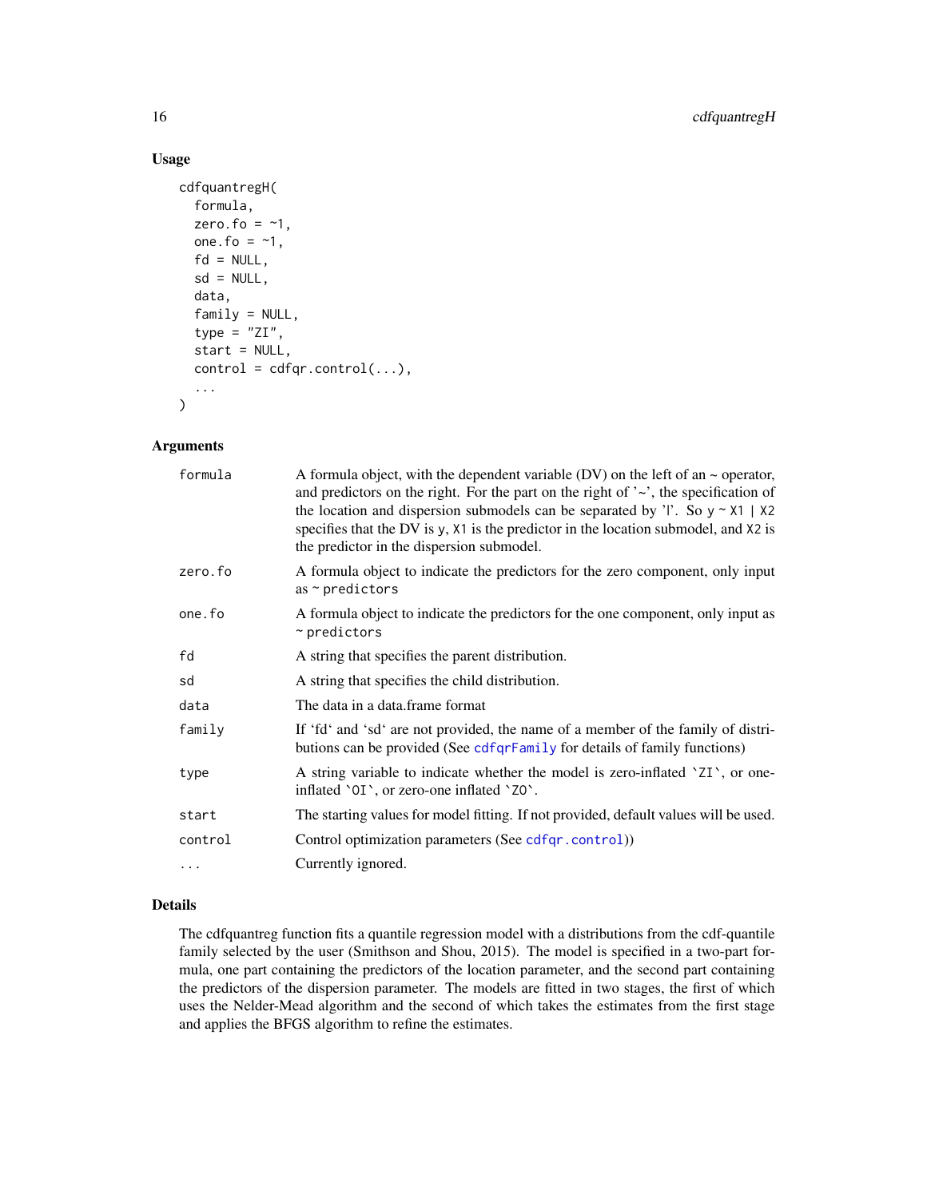### Usage

```
cdfquantregH(
  formula,
  zero.fo = ~1,
  one.fo = ~1,
  fd = NULL,
  sd = NULL,
  data,
  family = NULL,
  type = "ZI",
  start = NULL,
  control = cdfqr.control(...),
  ...
)
```

### Arguments

| | |
|---|---|
| formula | A formula object, with the dependent variable (DV) on the left of an ~ operator, and predictors on the right. For the part on the right of '~', the specification of the location and dispersion submodels can be separated by '\|'. So `y ~ X1 | X2` specifies that the DV is `y`, `X1` is the predictor in the location submodel, and `X2` is the predictor in the dispersion submodel. |
| zero.fo | A formula object to indicate the predictors for the zero component, only input as `~ predictors` |
| one.fo | A formula object to indicate the predictors for the one component, only input as `~ predictors` |
| fd | A string that specifies the parent distribution. |
| sd | A string that specifies the child distribution. |
| data | The data in a data.frame format |
| family | If 'fd' and 'sd' are not provided, the name of a member of the family of distributions can be provided (See `cdfqrFamily` for details of family functions) |
| type | A string variable to indicate whether the model is zero-inflated `ZI`, or one-inflated `OI`, or zero-one inflated `ZO`. |
| start | The starting values for model fitting. If not provided, default values will be used. |
| control | Control optimization parameters (See `cdfqr.control`)) |
| ... | Currently ignored. |

### Details

The cdfquantreg function fits a quantile regression model with a distributions from the cdf-quantile family selected by the user (Smithson and Shou, 2015). The model is specified in a two-part formula, one part containing the predictors of the location parameter, and the second part containing the predictors of the dispersion parameter. The models are fitted in two stages, the first of which uses the Nelder-Mead algorithm and the second of which takes the estimates from the first stage and applies the BFGS algorithm to refine the estimates.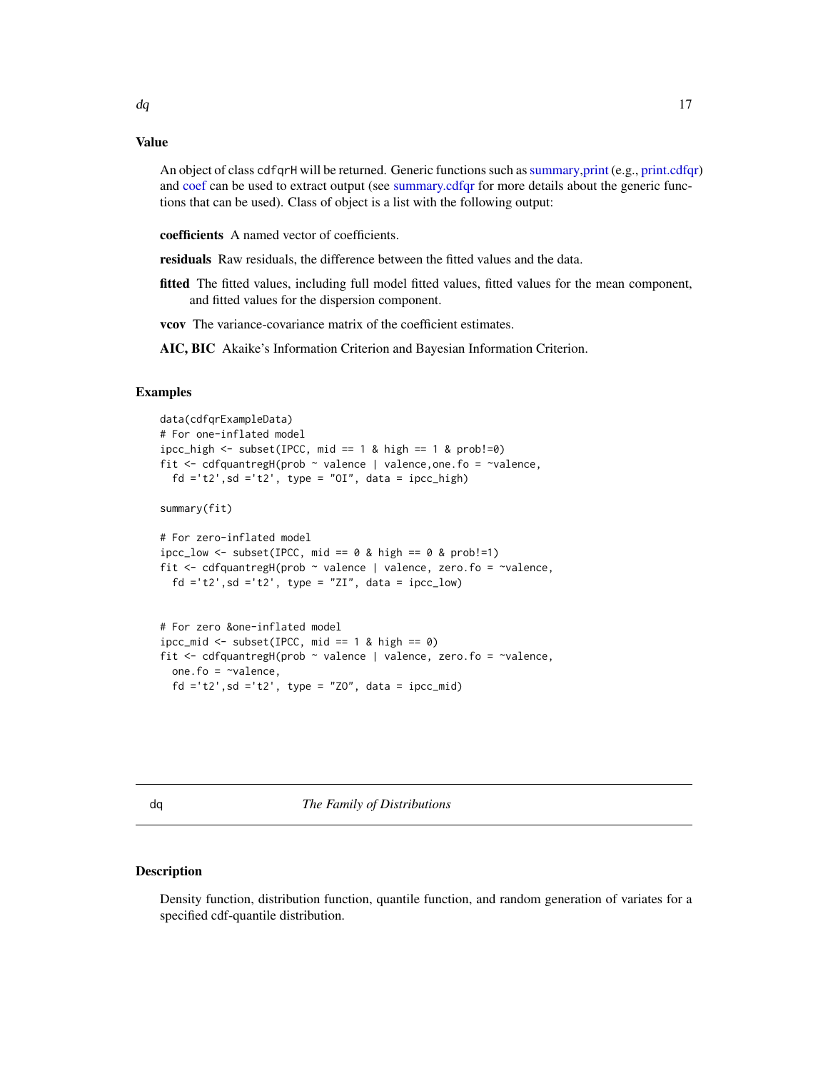### Value

An object of class `cdfqrH` will be returned. Generic functions such as summary,print (e.g., print.cdfqr) and coef can be used to extract output (see summary.cdfqr for more details about the generic functions that can be used). Class of object is a list with the following output:

**coefficients** A named vector of coefficients.

**residuals** Raw residuals, the difference between the fitted values and the data.

**fitted** The fitted values, including full model fitted values, fitted values for the mean component, and fitted values for the dispersion component.

**vcov** The variance-covariance matrix of the coefficient estimates.

**AIC, BIC** Akaike's Information Criterion and Bayesian Information Criterion.

### Examples

```
data(cdfqrExampleData)
# For one-inflated model
ipcc_high <- subset(IPCC, mid == 1 & high == 1 & prob!=0)
fit <- cdfquantregH(prob ~ valence | valence,one.fo = ~valence,
  fd ='t2',sd ='t2', type = "OI", data = ipcc_high)

summary(fit)

# For zero-inflated model
ipcc_low <- subset(IPCC, mid == 0 & high == 0 & prob!=1)
fit <- cdfquantregH(prob ~ valence | valence, zero.fo = ~valence,
  fd ='t2',sd ='t2', type = "ZI", data = ipcc_low)


# For zero &one-inflated model
ipcc_mid <- subset(IPCC, mid == 1 & high == 0)
fit <- cdfquantregH(prob ~ valence | valence, zero.fo = ~valence,
  one.fo = ~valence,
  fd ='t2',sd ='t2', type = "ZO", data = ipcc_mid)
```

---

## dq *The Family of Distributions*

### Description

Density function, distribution function, quantile function, and random generation of variates for a specified cdf-quantile distribution.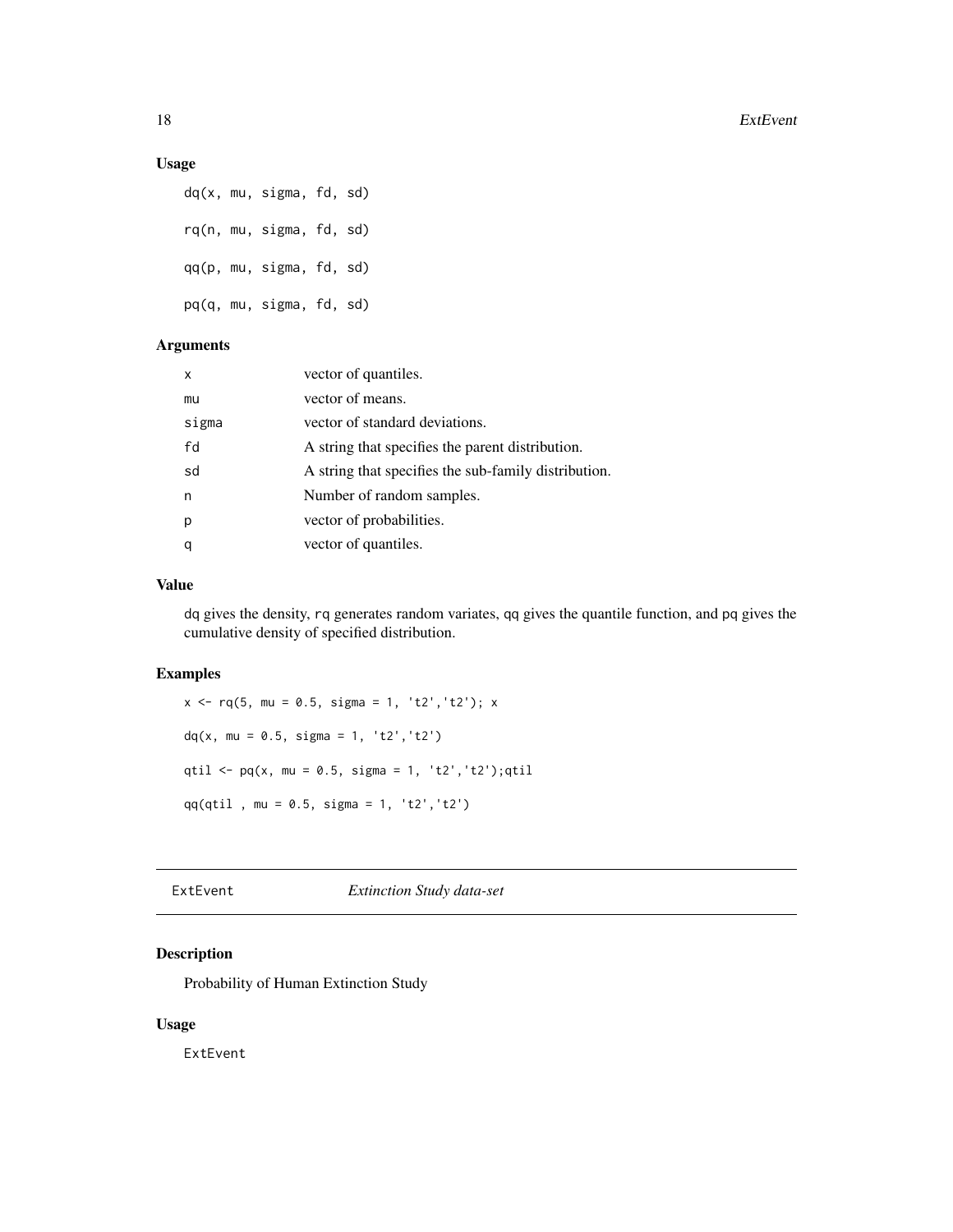### Usage

```
dq(x, mu, sigma, fd, sd)

rq(n, mu, sigma, fd, sd)

qq(p, mu, sigma, fd, sd)

pq(q, mu, sigma, fd, sd)
```

### Arguments

| | |
|---|---|
| x | vector of quantiles. |
| mu | vector of means. |
| sigma | vector of standard deviations. |
| fd | A string that specifies the parent distribution. |
| sd | A string that specifies the sub-family distribution. |
| n | Number of random samples. |
| p | vector of probabilities. |
| q | vector of quantiles. |

### Value

dq gives the density, rq generates random variates, qq gives the quantile function, and pq gives the cumulative density of specified distribution.

### Examples

```
x <- rq(5, mu = 0.5, sigma = 1, 't2','t2'); x

dq(x, mu = 0.5, sigma = 1, 't2','t2')

qtil <- pq(x, mu = 0.5, sigma = 1, 't2','t2');qtil

qq(qtil , mu = 0.5, sigma = 1, 't2','t2')
```

---

## ExtEvent *Extinction Study data-set*

### Description

Probability of Human Extinction Study

### Usage

```
ExtEvent
```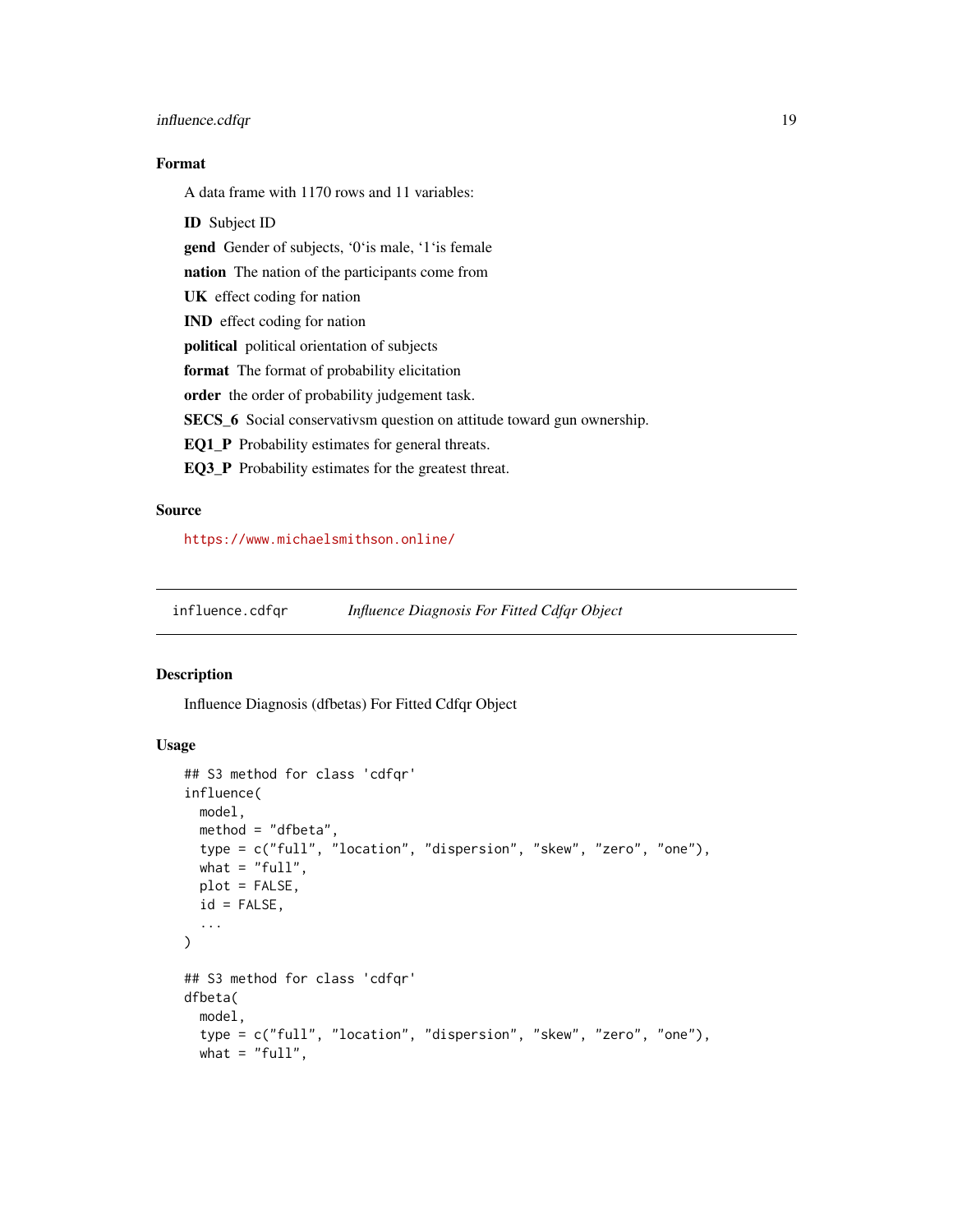### Format

A data frame with 1170 rows and 11 variables:

**ID** Subject ID

**gend** Gender of subjects, '0'is male, '1'is female

**nation** The nation of the participants come from

**UK** effect coding for nation

**IND** effect coding for nation

**political** political orientation of subjects

**format** The format of probability elicitation

**order** the order of probability judgement task.

**SECS_6** Social conservativsm question on attitude toward gun ownership.

**EQ1_P** Probability estimates for general threats.

**EQ3_P** Probability estimates for the greatest threat.

### Source

https://www.michaelsmithson.online/

---

## influence.cdfqr — *Influence Diagnosis For Fitted Cdfqr Object*

### Description

Influence Diagnosis (dfbetas) For Fitted Cdfqr Object

### Usage

```
## S3 method for class 'cdfqr'
influence(
  model,
  method = "dfbeta",
  type = c("full", "location", "dispersion", "skew", "zero", "one"),
  what = "full",
  plot = FALSE,
  id = FALSE,
  ...
)

## S3 method for class 'cdfqr'
dfbeta(
  model,
  type = c("full", "location", "dispersion", "skew", "zero", "one"),
  what = "full",
```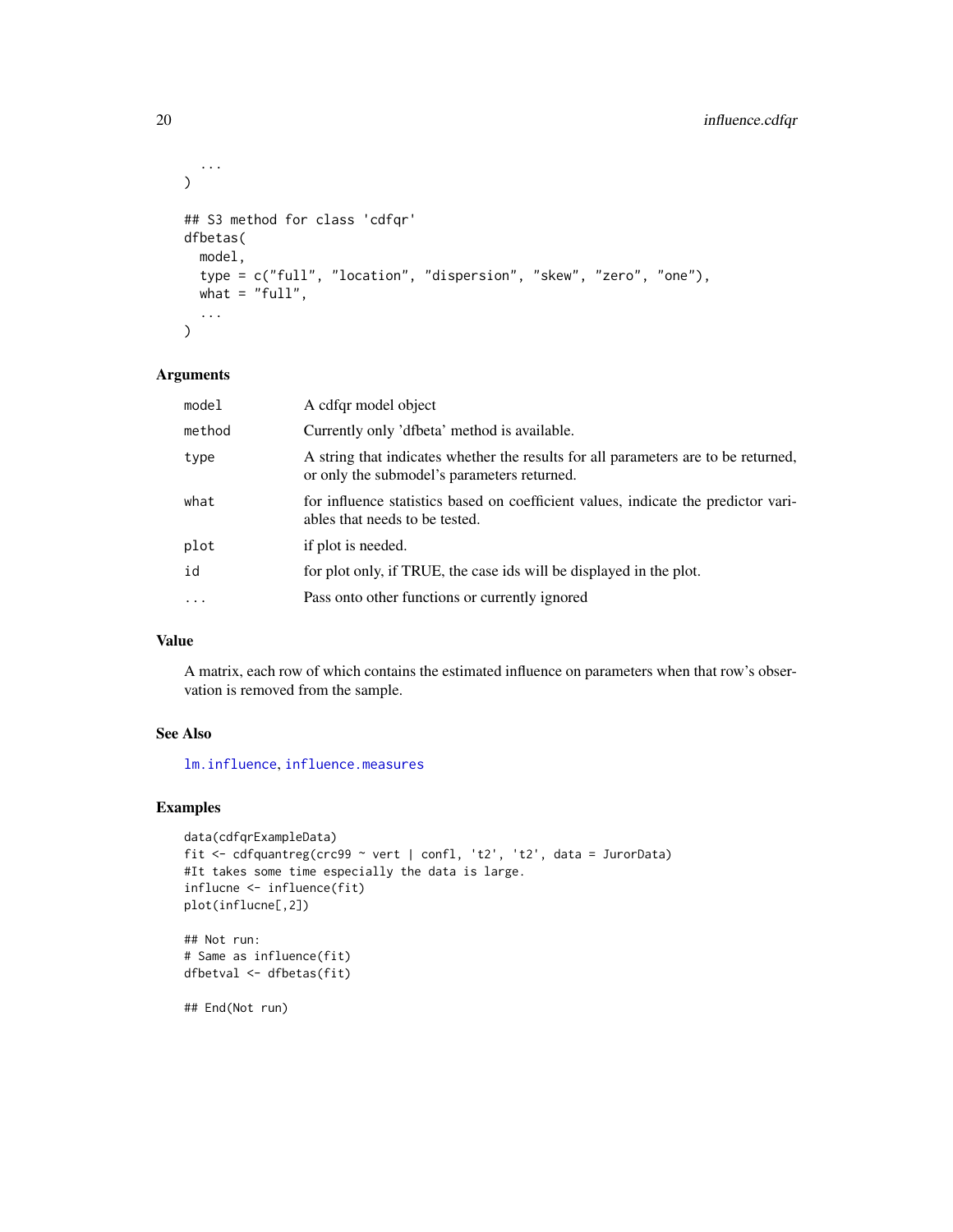```
  ...
)

## S3 method for class 'cdfqr'
dfbetas(
  model,
  type = c("full", "location", "dispersion", "skew", "zero", "one"),
  what = "full",
  ...
)
```

### Arguments

| | |
|---|---|
| `model` | A cdfqr model object |
| `method` | Currently only 'dfbeta' method is available. |
| `type` | A string that indicates whether the results for all parameters are to be returned, or only the submodel's parameters returned. |
| `what` | for influence statistics based on coefficient values, indicate the predictor variables that needs to be tested. |
| `plot` | if plot is needed. |
| `id` | for plot only, if TRUE, the case ids will be displayed in the plot. |
| `...` | Pass onto other functions or currently ignored |

### Value

A matrix, each row of which contains the estimated influence on parameters when that row's observation is removed from the sample.

### See Also

`lm.influence`, `influence.measures`

### Examples

```
data(cdfqrExampleData)
fit <- cdfquantreg(crc99 ~ vert | confl, 't2', 't2', data = JurorData)
#It takes some time especially the data is large.
influcne <- influence(fit)
plot(influcne[,2])

## Not run:
# Same as influence(fit)
dfbetval <- dfbetas(fit)

## End(Not run)
```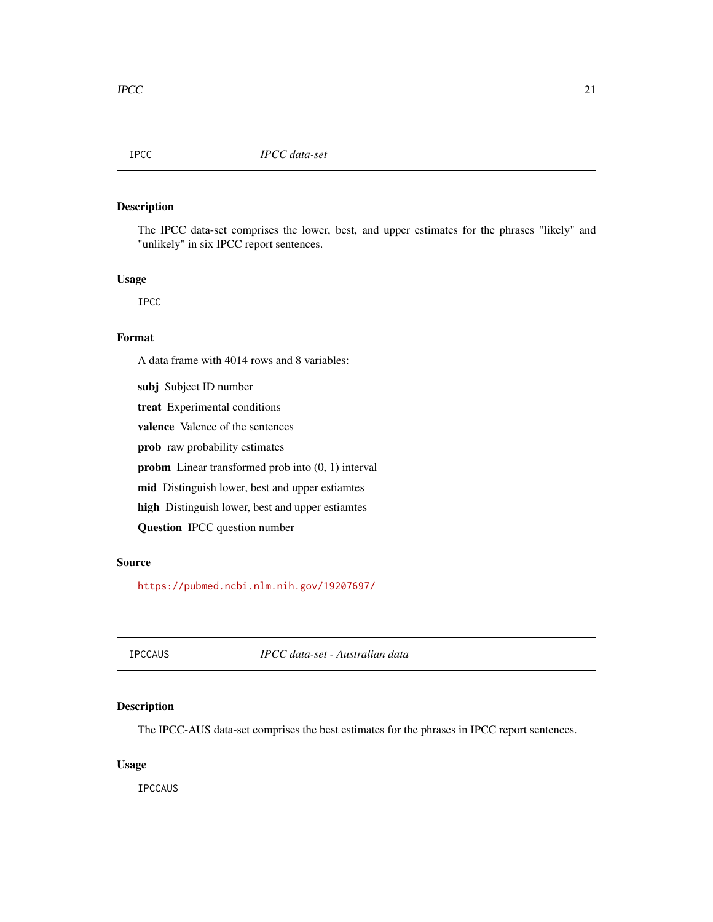## IPCC — *IPCC data-set*

### Description

The IPCC data-set comprises the lower, best, and upper estimates for the phrases "likely" and "unlikely" in six IPCC report sentences.

### Usage

```
IPCC
```

### Format

A data frame with 4014 rows and 8 variables:

**subj** Subject ID number

**treat** Experimental conditions

**valence** Valence of the sentences

**prob** raw probability estimates

**probm** Linear transformed prob into (0, 1) interval

**mid** Distinguish lower, best and upper estiamtes

**high** Distinguish lower, best and upper estiamtes

**Question** IPCC question number

### Source

https://pubmed.ncbi.nlm.nih.gov/19207697/

## IPCCAUS — *IPCC data-set - Australian data*

### Description

The IPCC-AUS data-set comprises the best estimates for the phrases in IPCC report sentences.

### Usage

```
IPCCAUS
```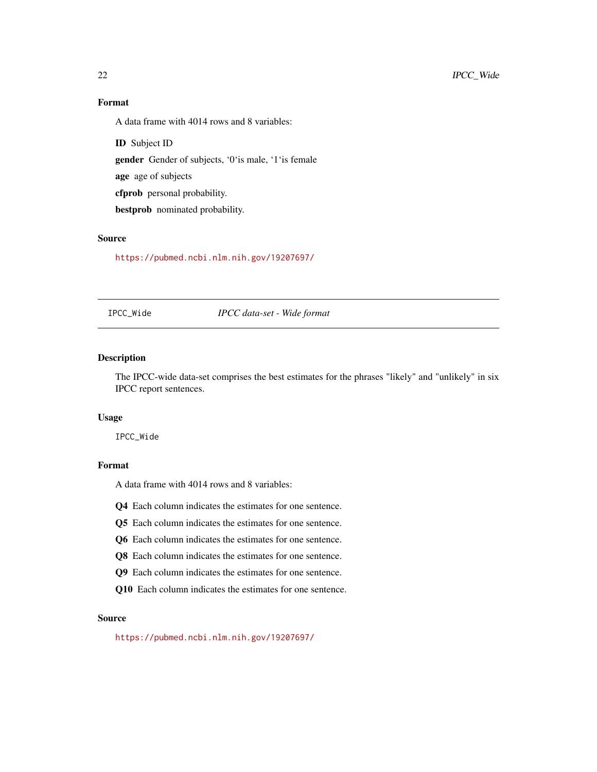### Format

A data frame with 4014 rows and 8 variables:

**ID** Subject ID

**gender** Gender of subjects, '0'is male, '1'is female

**age** age of subjects

**cfprob** personal probability.

**bestprob** nominated probability.

### Source

https://pubmed.ncbi.nlm.nih.gov/19207697/

---

## IPCC_Wide — *IPCC data-set - Wide format*

### Description

The IPCC-wide data-set comprises the best estimates for the phrases "likely" and "unlikely" in six IPCC report sentences.

### Usage

```
IPCC_Wide
```

### Format

A data frame with 4014 rows and 8 variables:

**Q4** Each column indicates the estimates for one sentence.

**Q5** Each column indicates the estimates for one sentence.

**Q6** Each column indicates the estimates for one sentence.

**Q8** Each column indicates the estimates for one sentence.

**Q9** Each column indicates the estimates for one sentence.

**Q10** Each column indicates the estimates for one sentence.

### Source

https://pubmed.ncbi.nlm.nih.gov/19207697/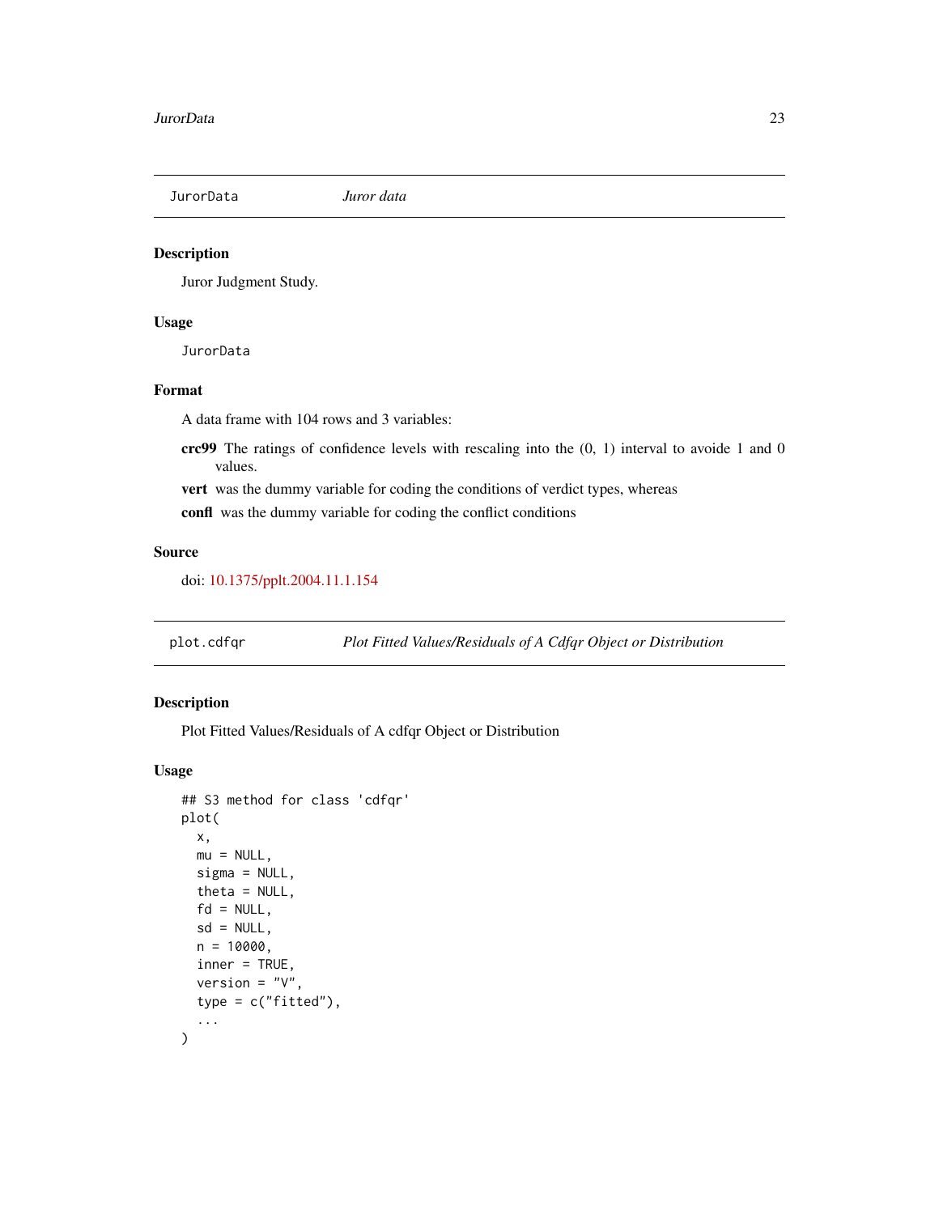## JurorData — *Juror data*

### Description

Juror Judgment Study.

### Usage

```
JurorData
```

### Format

A data frame with 104 rows and 3 variables:

**crc99** The ratings of confidence levels with rescaling into the (0, 1) interval to avoide 1 and 0 values.

**vert** was the dummy variable for coding the conditions of verdict types, whereas

**confl** was the dummy variable for coding the conflict conditions

### Source

doi: 10.1375/pplt.2004.11.1.154

## plot.cdfqr — *Plot Fitted Values/Residuals of A Cdfqr Object or Distribution*

### Description

Plot Fitted Values/Residuals of A cdfqr Object or Distribution

### Usage

```
## S3 method for class 'cdfqr'
plot(
  x,
  mu = NULL,
  sigma = NULL,
  theta = NULL,
  fd = NULL,
  sd = NULL,
  n = 10000,
  inner = TRUE,
  version = "V",
  type = c("fitted"),
  ...
)
```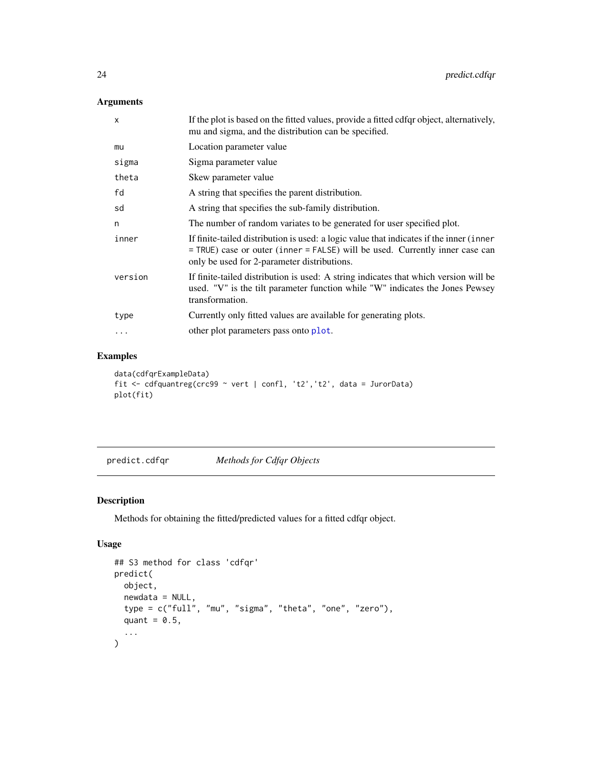### Arguments

| | |
|---|---|
| x | If the plot is based on the fitted values, provide a fitted cdfqr object, alternatively, mu and sigma, and the distribution can be specified. |
| mu | Location parameter value |
| sigma | Sigma parameter value |
| theta | Skew parameter value |
| fd | A string that specifies the parent distribution. |
| sd | A string that specifies the sub-family distribution. |
| n | The number of random variates to be generated for user specified plot. |
| inner | If finite-tailed distribution is used: a logic value that indicates if the inner (inner = TRUE) case or outer (inner = FALSE) will be used. Currently inner case can only be used for 2-parameter distributions. |
| version | If finite-tailed distribution is used: A string indicates that which version will be used. "V" is the tilt parameter function while "W" indicates the Jones Pewsey transformation. |
| type | Currently only fitted values are available for generating plots. |
| ... | other plot parameters pass onto plot. |

### Examples

```
data(cdfqrExampleData)
fit <- cdfquantreg(crc99 ~ vert | confl, 't2','t2', data = JurorData)
plot(fit)
```

---

## predict.cdfqr — *Methods for Cdfqr Objects*

### Description

Methods for obtaining the fitted/predicted values for a fitted cdfqr object.

### Usage

```
## S3 method for class 'cdfqr'
predict(
  object,
  newdata = NULL,
  type = c("full", "mu", "sigma", "theta", "one", "zero"),
  quant = 0.5,
  ...
)
```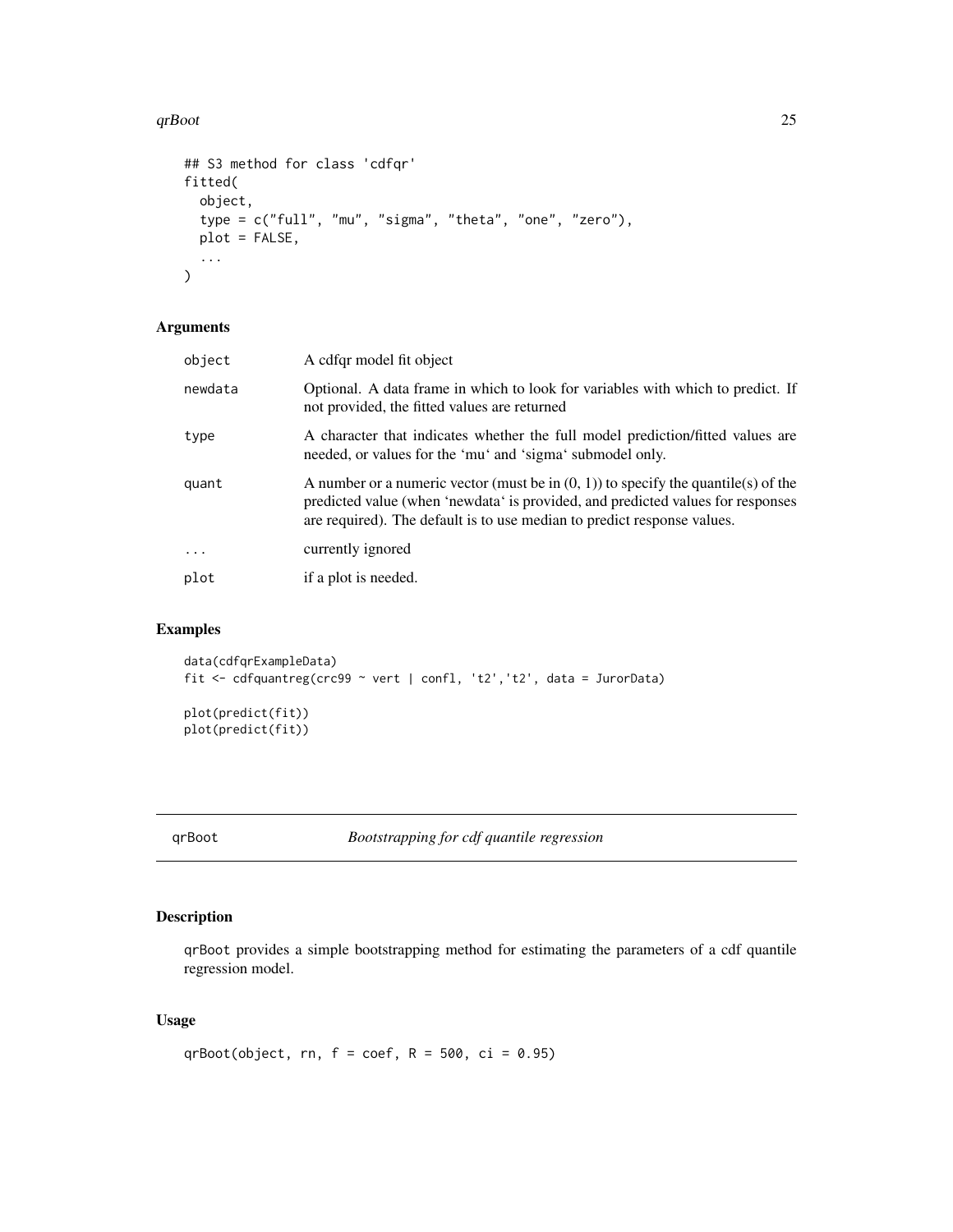```
## S3 method for class 'cdfqr'
fitted(
  object,
  type = c("full", "mu", "sigma", "theta", "one", "zero"),
  plot = FALSE,
  ...
)
```

## Arguments

| | |
|---|---|
| object | A cdfqr model fit object |
| newdata | Optional. A data frame in which to look for variables with which to predict. If not provided, the fitted values are returned |
| type | A character that indicates whether the full model prediction/fitted values are needed, or values for the 'mu' and 'sigma' submodel only. |
| quant | A number or a numeric vector (must be in (0, 1)) to specify the quantile(s) of the predicted value (when 'newdata' is provided, and predicted values for responses are required). The default is to use median to predict response values. |
| ... | currently ignored |
| plot | if a plot is needed. |

## Examples

```
data(cdfqrExampleData)
fit <- cdfquantreg(crc99 ~ vert | confl, 't2','t2', data = JurorData)

plot(predict(fit))
plot(predict(fit))
```

---

# qrBoot — *Bootstrapping for cdf quantile regression*

---

## Description

qrBoot provides a simple bootstrapping method for estimating the parameters of a cdf quantile regression model.

## Usage

```
qrBoot(object, rn, f = coef, R = 500, ci = 0.95)
```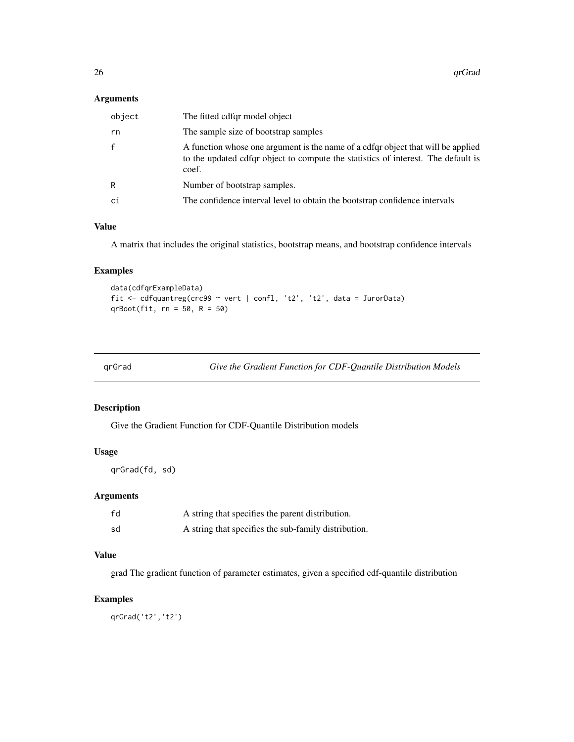### Arguments

| | |
|---|---|
| `object` | The fitted cdfqr model object |
| `rn` | The sample size of bootstrap samples |
| `f` | A function whose one argument is the name of a cdfqr object that will be applied to the updated cdfqr object to compute the statistics of interest. The default is coef. |
| `R` | Number of bootstrap samples. |
| `ci` | The confidence interval level to obtain the bootstrap confidence intervals |

### Value

A matrix that includes the original statistics, bootstrap means, and bootstrap confidence intervals

### Examples

```
data(cdfqrExampleData)
fit <- cdfquantreg(crc99 ~ vert | confl, 't2', 't2', data = JurorData)
qrBoot(fit, rn = 50, R = 50)
```

---

## qrGrad — *Give the Gradient Function for CDF-Quantile Distribution Models*

### Description

Give the Gradient Function for CDF-Quantile Distribution models

### Usage

```
qrGrad(fd, sd)
```

### Arguments

| | |
|---|---|
| `fd` | A string that specifies the parent distribution. |
| `sd` | A string that specifies the sub-family distribution. |

### Value

grad The gradient function of parameter estimates, given a specified cdf-quantile distribution

### Examples

```
qrGrad('t2','t2')
```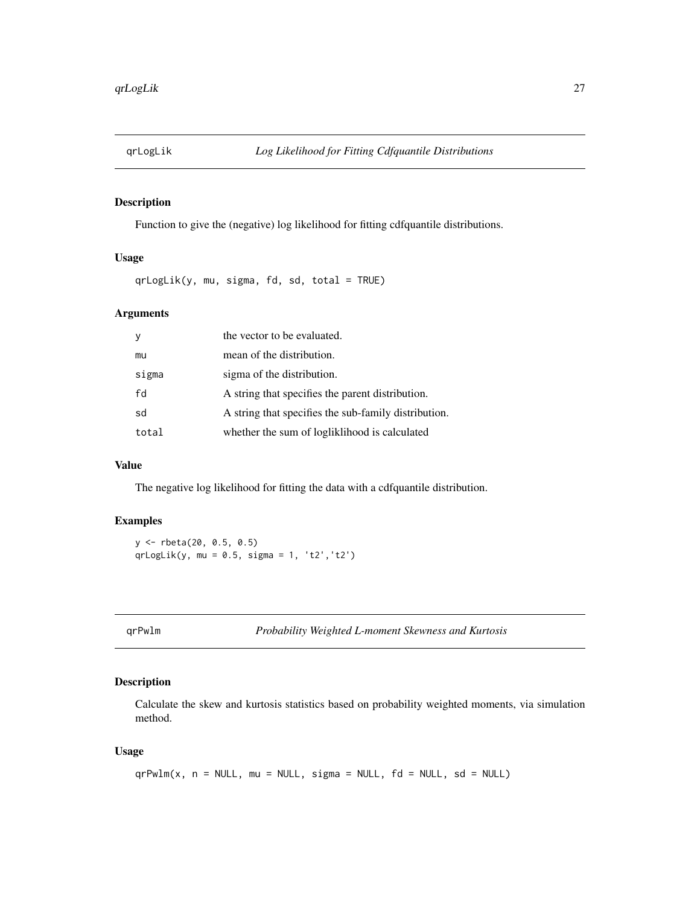## qrLogLik — *Log Likelihood for Fitting Cdfquantile Distributions*

### Description

Function to give the (negative) log likelihood for fitting cdfquantile distributions.

### Usage

```
qrLogLik(y, mu, sigma, fd, sd, total = TRUE)
```

### Arguments

| | |
|---|---|
| `y` | the vector to be evaluated. |
| `mu` | mean of the distribution. |
| `sigma` | sigma of the distribution. |
| `fd` | A string that specifies the parent distribution. |
| `sd` | A string that specifies the sub-family distribution. |
| `total` | whether the sum of logliklihood is calculated |

### Value

The negative log likelihood for fitting the data with a cdfquantile distribution.

### Examples

```
y <- rbeta(20, 0.5, 0.5)
qrLogLik(y, mu = 0.5, sigma = 1, 't2','t2')
```

## qrPwlm — *Probability Weighted L-moment Skewness and Kurtosis*

### Description

Calculate the skew and kurtosis statistics based on probability weighted moments, via simulation method.

### Usage

```
qrPwlm(x, n = NULL, mu = NULL, sigma = NULL, fd = NULL, sd = NULL)
```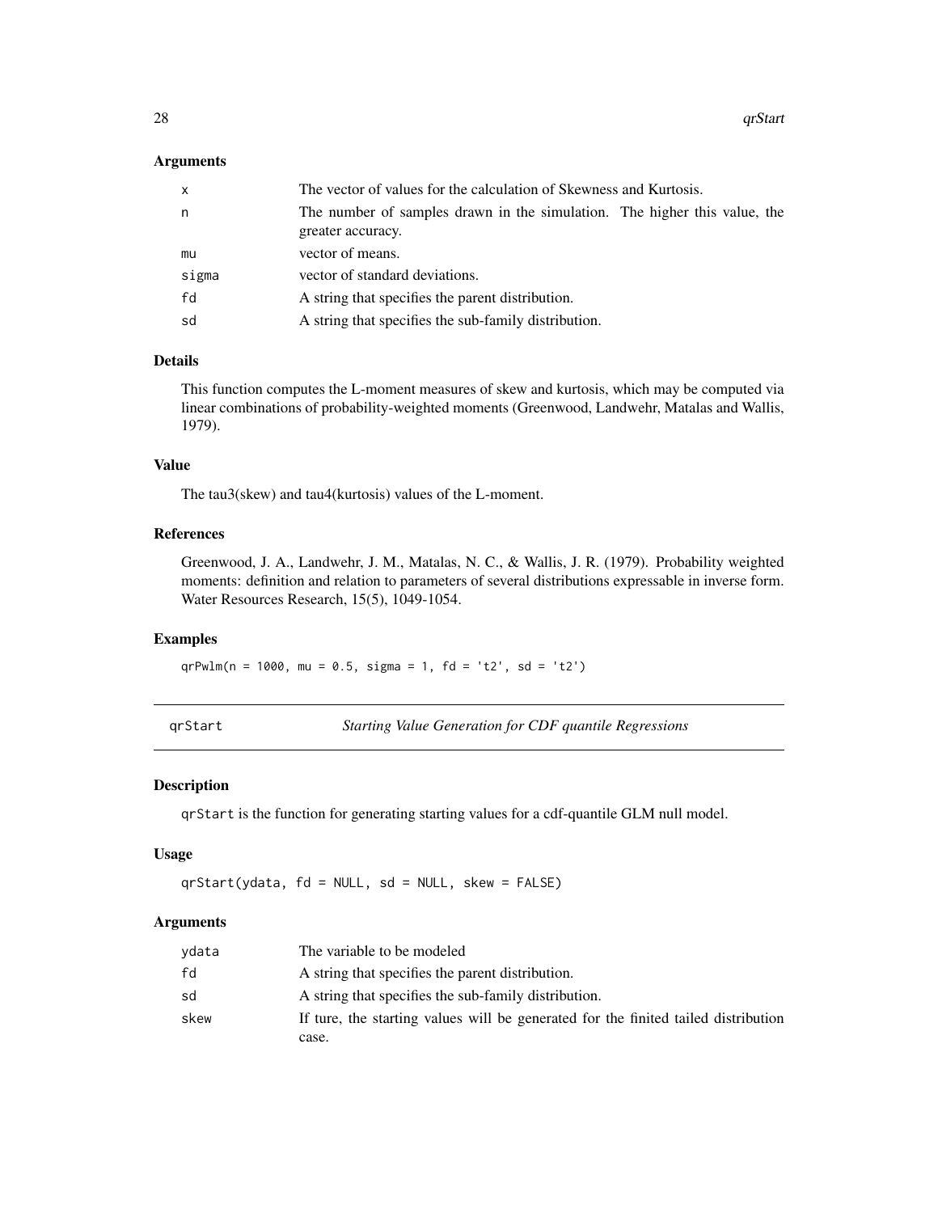### Arguments

| | |
|---|---|
| x | The vector of values for the calculation of Skewness and Kurtosis. |
| n | The number of samples drawn in the simulation. The higher this value, the greater accuracy. |
| mu | vector of means. |
| sigma | vector of standard deviations. |
| fd | A string that specifies the parent distribution. |
| sd | A string that specifies the sub-family distribution. |

### Details

This function computes the L-moment measures of skew and kurtosis, which may be computed via linear combinations of probability-weighted moments (Greenwood, Landwehr, Matalas and Wallis, 1979).

### Value

The tau3(skew) and tau4(kurtosis) values of the L-moment.

### References

Greenwood, J. A., Landwehr, J. M., Matalas, N. C., & Wallis, J. R. (1979). Probability weighted moments: definition and relation to parameters of several distributions expressable in inverse form. Water Resources Research, 15(5), 1049-1054.

### Examples

```
qrPwlm(n = 1000, mu = 0.5, sigma = 1, fd = 't2', sd = 't2')
```

---

## qrStart — *Starting Value Generation for CDF quantile Regressions*

### Description

qrStart is the function for generating starting values for a cdf-quantile GLM null model.

### Usage

```
qrStart(ydata, fd = NULL, sd = NULL, skew = FALSE)
```

### Arguments

| | |
|---|---|
| ydata | The variable to be modeled |
| fd | A string that specifies the parent distribution. |
| sd | A string that specifies the sub-family distribution. |
| skew | If ture, the starting values will be generated for the finited tailed distribution case. |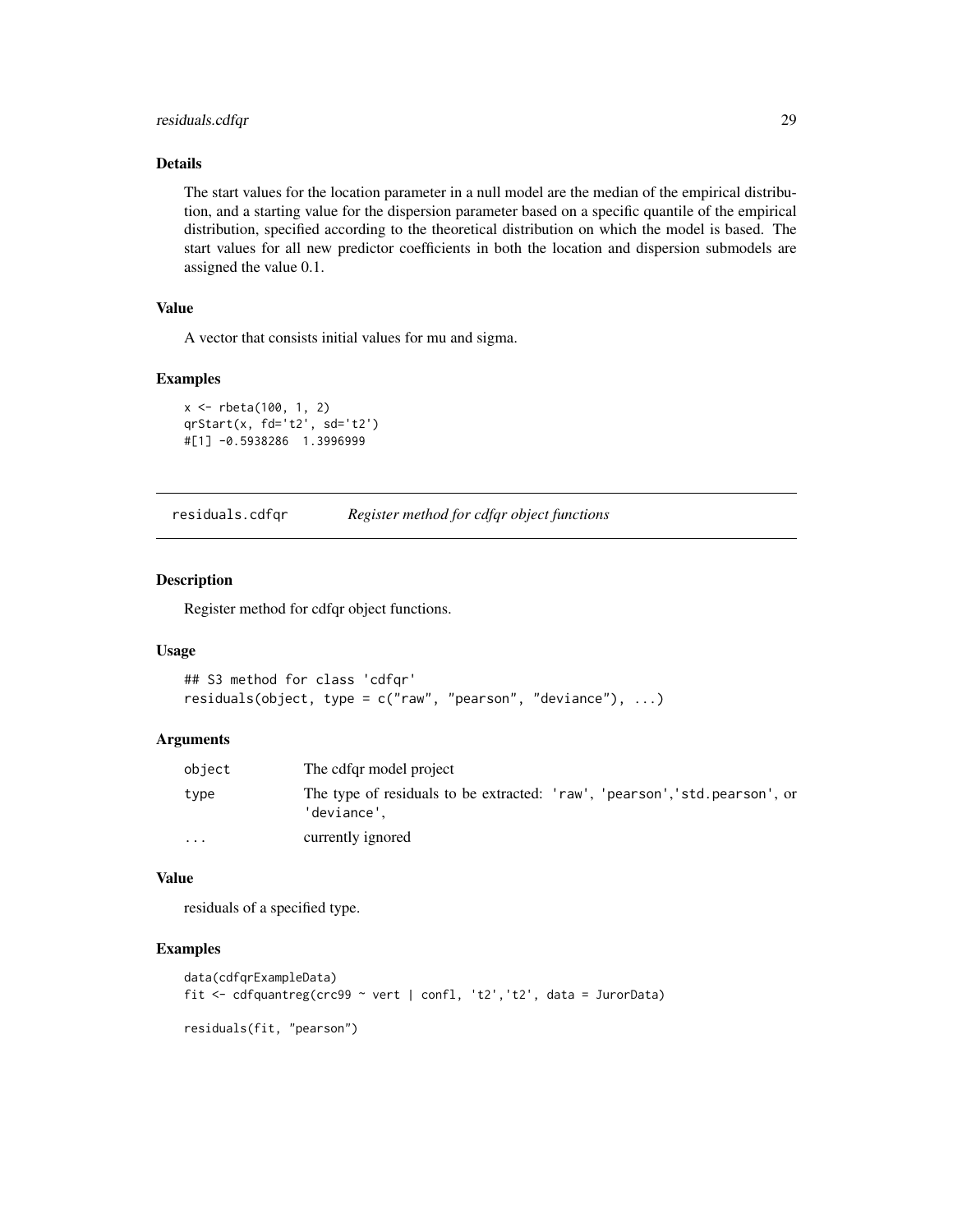### Details

The start values for the location parameter in a null model are the median of the empirical distribution, and a starting value for the dispersion parameter based on a specific quantile of the empirical distribution, specified according to the theoretical distribution on which the model is based. The start values for all new predictor coefficients in both the location and dispersion submodels are assigned the value 0.1.

### Value

A vector that consists initial values for mu and sigma.

### Examples

```
x <- rbeta(100, 1, 2)
qrStart(x, fd='t2', sd='t2')
#[1] -0.5938286  1.3996999
```

## residuals.cdfqr    *Register method for cdfqr object functions*

### Description

Register method for cdfqr object functions.

### Usage

```
## S3 method for class 'cdfqr'
residuals(object, type = c("raw", "pearson", "deviance"), ...)
```

### Arguments

| | |
|---|---|
| object | The cdfqr model project |
| type | The type of residuals to be extracted: 'raw', 'pearson','std.pearson', or 'deviance', |
| ... | currently ignored |

### Value

residuals of a specified type.

### Examples

```
data(cdfqrExampleData)
fit <- cdfquantreg(crc99 ~ vert | confl, 't2','t2', data = JurorData)

residuals(fit, "pearson")
```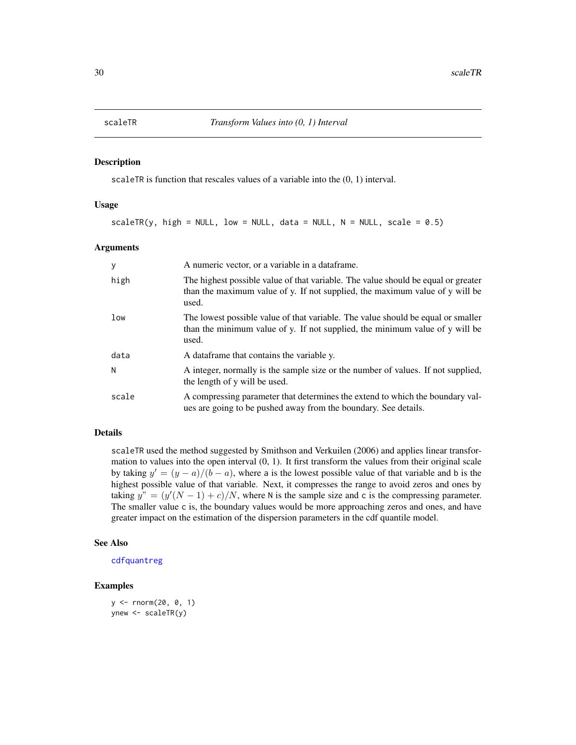# scaleTR — *Transform Values into (0, 1) Interval*

## Description

scaleTR is function that rescales values of a variable into the (0, 1) interval.

## Usage

```
scaleTR(y, high = NULL, low = NULL, data = NULL, N = NULL, scale = 0.5)
```

## Arguments

| | |
|---|---|
| y | A numeric vector, or a variable in a dataframe. |
| high | The highest possible value of that variable. The value should be equal or greater than the maximum value of y. If not supplied, the maximum value of y will be used. |
| low | The lowest possible value of that variable. The value should be equal or smaller than the minimum value of y. If not supplied, the minimum value of y will be used. |
| data | A dataframe that contains the variable y. |
| N | A integer, normally is the sample size or the number of values. If not supplied, the length of y will be used. |
| scale | A compressing parameter that determines the extend to which the boundary values are going to be pushed away from the boundary. See details. |

## Details

scaleTR used the method suggested by Smithson and Verkuilen (2006) and applies linear transformation to values into the open interval (0, 1). It first transform the values from their original scale by taking $y' = (y - a)/(b - a)$, where a is the lowest possible value of that variable and b is the highest possible value of that variable. Next, it compresses the range to avoid zeros and ones by taking $y" = (y'(N - 1) + c)/N$, where N is the sample size and c is the compressing parameter. The smaller value c is, the boundary values would be more approaching zeros and ones, and have greater impact on the estimation of the dispersion parameters in the cdf quantile model.

## See Also

cdfquantreg

## Examples

```
y <- rnorm(20, 0, 1)
ynew <- scaleTR(y)
```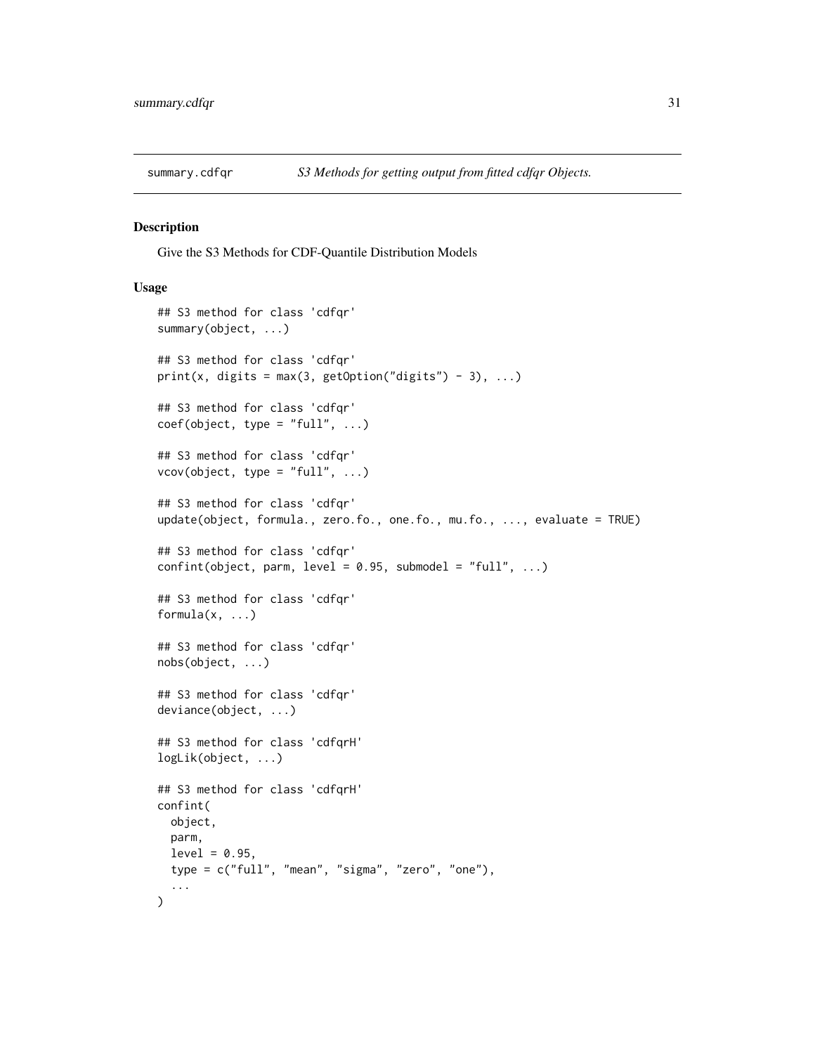summary.cdfqr — *S3 Methods for getting output from fitted cdfqr Objects.*

## Description

Give the S3 Methods for CDF-Quantile Distribution Models

## Usage

```
## S3 method for class 'cdfqr'
summary(object, ...)

## S3 method for class 'cdfqr'
print(x, digits = max(3, getOption("digits") - 3), ...)

## S3 method for class 'cdfqr'
coef(object, type = "full", ...)

## S3 method for class 'cdfqr'
vcov(object, type = "full", ...)

## S3 method for class 'cdfqr'
update(object, formula., zero.fo., one.fo., mu.fo., ..., evaluate = TRUE)

## S3 method for class 'cdfqr'
confint(object, parm, level = 0.95, submodel = "full", ...)

## S3 method for class 'cdfqr'
formula(x, ...)

## S3 method for class 'cdfqr'
nobs(object, ...)

## S3 method for class 'cdfqr'
deviance(object, ...)

## S3 method for class 'cdfqrH'
logLik(object, ...)

## S3 method for class 'cdfqrH'
confint(
  object,
  parm,
  level = 0.95,
  type = c("full", "mean", "sigma", "zero", "one"),
  ...
)
```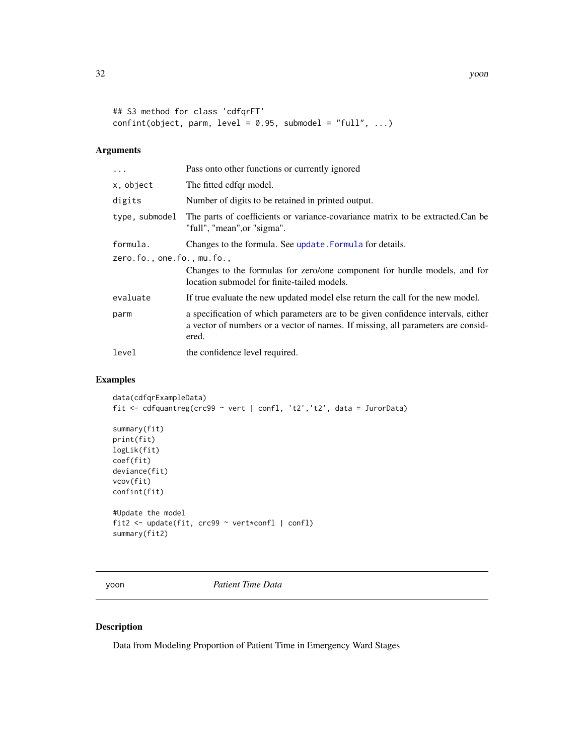```
## S3 method for class 'cdfqrFT'
confint(object, parm, level = 0.95, submodel = "full", ...)
```

### Arguments

| | |
|---|---|
| ... | Pass onto other functions or currently ignored |
| x, object | The fitted cdfqr model. |
| digits | Number of digits to be retained in printed output. |
| type, submodel | The parts of coefficients or variance-covariance matrix to be extracted.Can be "full", "mean",or "sigma". |
| formula. | Changes to the formula. See update.Formula for details. |
| zero.fo., one.fo., mu.fo., | Changes to the formulas for zero/one component for hurdle models, and for location submodel for finite-tailed models. |
| evaluate | If true evaluate the new updated model else return the call for the new model. |
| parm | a specification of which parameters are to be given confidence intervals, either a vector of numbers or a vector of names. If missing, all parameters are considered. |
| level | the confidence level required. |

### Examples

```
data(cdfqrExampleData)
fit <- cdfquantreg(crc99 ~ vert | confl, 't2','t2', data = JurorData)

summary(fit)
print(fit)
logLik(fit)
coef(fit)
deviance(fit)
vcov(fit)
confint(fit)

#Update the model
fit2 <- update(fit, crc99 ~ vert*confl | confl)
summary(fit2)
```

---

## yoon — *Patient Time Data*

---

### Description

Data from Modeling Proportion of Patient Time in Emergency Ward Stages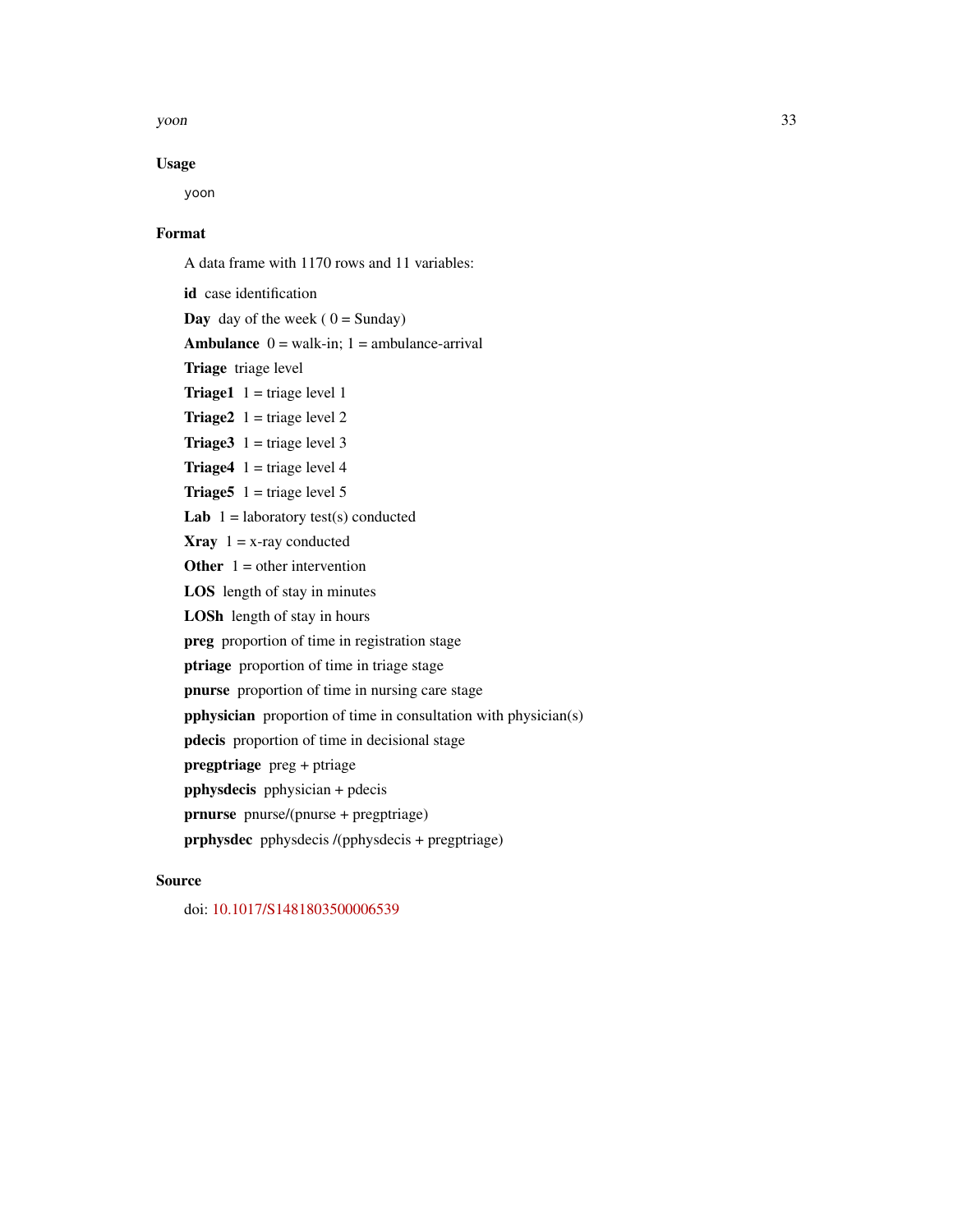### Usage

```
yoon
```

### Format

A data frame with 1170 rows and 11 variables:

**id** case identification

**Day** day of the week ( 0 = Sunday)

**Ambulance** 0 = walk-in; 1 = ambulance-arrival

**Triage** triage level

**Triage1** 1 = triage level 1

**Triage2** 1 = triage level 2

**Triage3** 1 = triage level 3

**Triage4** 1 = triage level 4

**Triage5** 1 = triage level 5

**Lab** 1 = laboratory test(s) conducted

**Xray** 1 = x-ray conducted

**Other** 1 = other intervention

**LOS** length of stay in minutes

**LOSh** length of stay in hours

**preg** proportion of time in registration stage

**ptriage** proportion of time in triage stage

**pnurse** proportion of time in nursing care stage

**pphysician** proportion of time in consultation with physician(s)

**pdecis** proportion of time in decisional stage

**pregptriage** preg + ptriage

**pphysdecis** pphysician + pdecis

**prnurse** pnurse/(pnurse + pregptriage)

**prphysdec** pphysdecis /(pphysdecis + pregptriage)

### Source

doi: 10.1017/S1481803500006539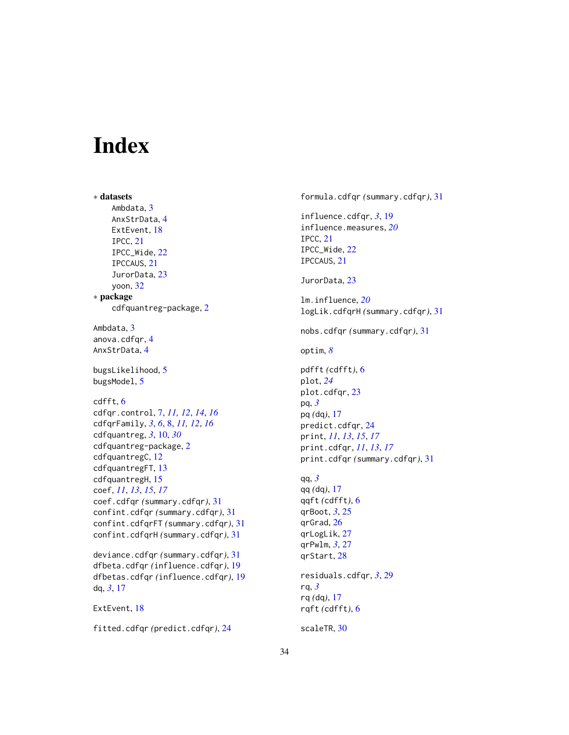# Index

∗ **datasets**

Ambdata, 3
AnxStrData, 4
ExtEvent, 18
IPCC, 21
IPCC_Wide, 22
IPCCAUS, 21
JurorData, 23
yoon, 32

∗ **package**

cdfquantreg-package, 2

Ambdata, 3
anova.cdfqr, 4
AnxStrData, 4

bugsLikelihood, 5
bugsModel, 5

cdfft, 6
cdfqr.control, 7, *11, 12*, *14*, *16*
cdfqrFamily, *3*, *6*, 8, *11, 12*, *16*
cdfquantreg, *3*, 10, *30*
cdfquantreg-package, 2
cdfquantregC, 12
cdfquantregFT, 13
cdfquantregH, 15
coef, *11*, *13*, *15*, *17*
coef.cdfqr *(*summary.cdfqr*)*, 31
confint.cdfqr *(*summary.cdfqr*)*, 31
confint.cdfqrFT *(*summary.cdfqr*)*, 31
confint.cdfqrH *(*summary.cdfqr*)*, 31

deviance.cdfqr *(*summary.cdfqr*)*, 31
dfbeta.cdfqr *(*influence.cdfqr*)*, 19
dfbetas.cdfqr *(*influence.cdfqr*)*, 19
dq, *3*, 17

ExtEvent, 18

fitted.cdfqr *(*predict.cdfqr*)*, 24

formula.cdfqr *(*summary.cdfqr*)*, 31

influence.cdfqr, *3*, 19
influence.measures, *20*
IPCC, 21
IPCC_Wide, 22
IPCCAUS, 21

JurorData, 23

lm.influence, *20*
logLik.cdfqrH *(*summary.cdfqr*)*, 31

nobs.cdfqr *(*summary.cdfqr*)*, 31

optim, *8*

pdfft *(*cdfft*)*, 6
plot, *24*
plot.cdfqr, 23
pq, *3*
pq *(*dq*)*, 17
predict.cdfqr, 24
print, *11*, *13*, *15*, *17*
print.cdfqr, *11*, *13*, *17*
print.cdfqr *(*summary.cdfqr*)*, 31

qq, *3*
qq *(*dq*)*, 17
qqft *(*cdfft*)*, 6
qrBoot, *3*, 25
qrGrad, 26
qrLogLik, 27
qrPwlm, *3*, 27
qrStart, 28

residuals.cdfqr, *3*, 29
rq, *3*
rq *(*dq*)*, 17
rqft *(*cdfft*)*, 6

scaleTR, 30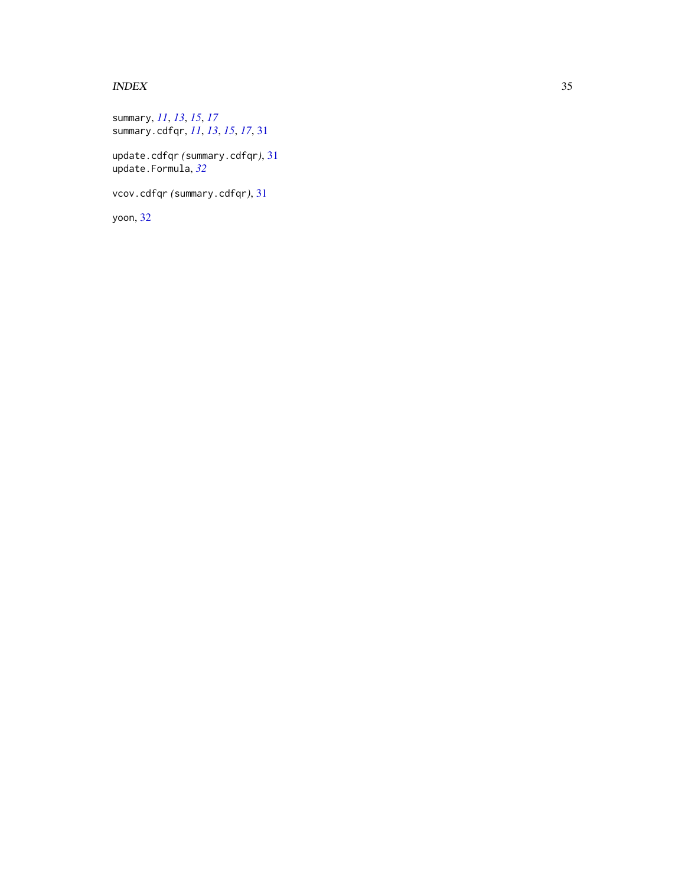summary, *11*, *13*, *15*, *17*
summary.cdfqr, *11*, *13*, *15*, *17*, 31

update.cdfqr *(*summary.cdfqr*)*, 31
update.Formula, *32*

vcov.cdfqr *(*summary.cdfqr*)*, 31

yoon, 32